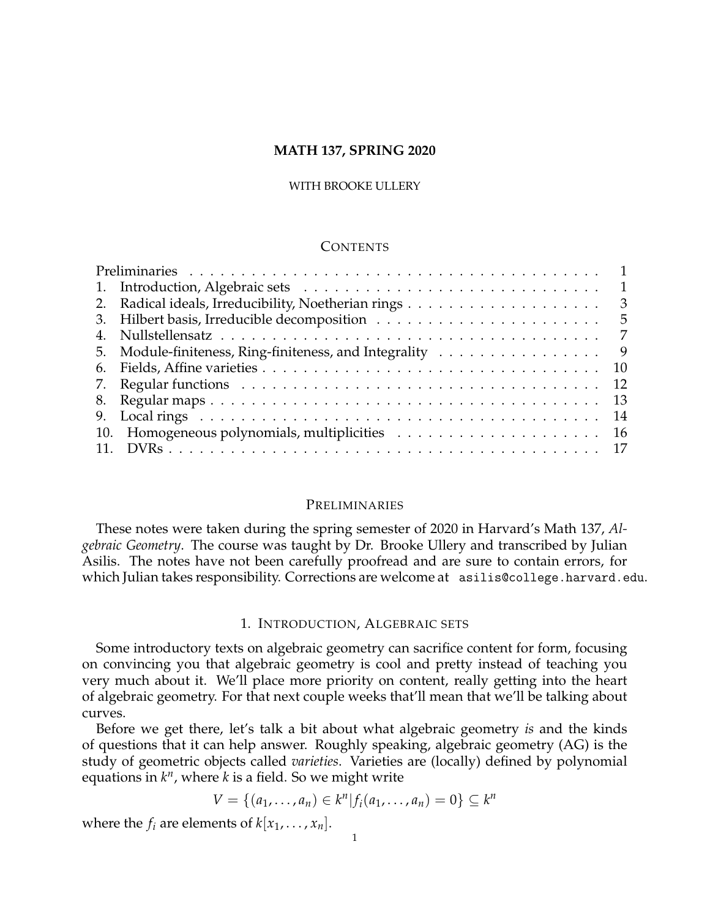# MATH 137, SPRING 2020

WITH BROOKE ULLERY

## CONTENTS

| | | |
|---|---|---|
| | Preliminaries | 1 |
| 1. | Introduction, Algebraic sets | 1 |
| 2. | Radical ideals, Irreducibility, Noetherian rings | 3 |
| 3. | Hilbert basis, Irreducible decomposition | 5 |
| 4. | Nullstellensatz | 7 |
| 5. | Module-finiteness, Ring-finiteness, and Integrality | 9 |
| 6. | Fields, Affine varieties | 10 |
| 7. | Regular functions | 12 |
| 8. | Regular maps | 13 |
| 9. | Local rings | 14 |
| 10. | Homogeneous polynomials, multiplicities | 16 |
| 11. | DVRs | 17 |

## PRELIMINARIES

These notes were taken during the spring semester of 2020 in Harvard's Math 137, *Algebraic Geometry*. The course was taught by Dr. Brooke Ullery and transcribed by Julian Asilis. The notes have not been carefully proofread and are sure to contain errors, for which Julian takes responsibility. Corrections are welcome at `asilis@college.harvard.edu`.

## 1. INTRODUCTION, ALGEBRAIC SETS

Some introductory texts on algebraic geometry can sacrifice content for form, focusing on convincing you that algebraic geometry is cool and pretty instead of teaching you very much about it. We'll place more priority on content, really getting into the heart of algebraic geometry. For that next couple weeks that'll mean that we'll be talking about curves.

Before we get there, let's talk a bit about what algebraic geometry *is* and the kinds of questions that it can help answer. Roughly speaking, algebraic geometry (AG) is the study of geometric objects called *varieties*. Varieties are (locally) defined by polynomial equations in $k^n$, where $k$ is a field. So we might write

$$V = \{(a_1, \ldots, a_n) \in k^n | f_i(a_1, \ldots, a_n) = 0\} \subseteq k^n$$

where the $f_i$ are elements of $k[x_1, \ldots, x_n]$.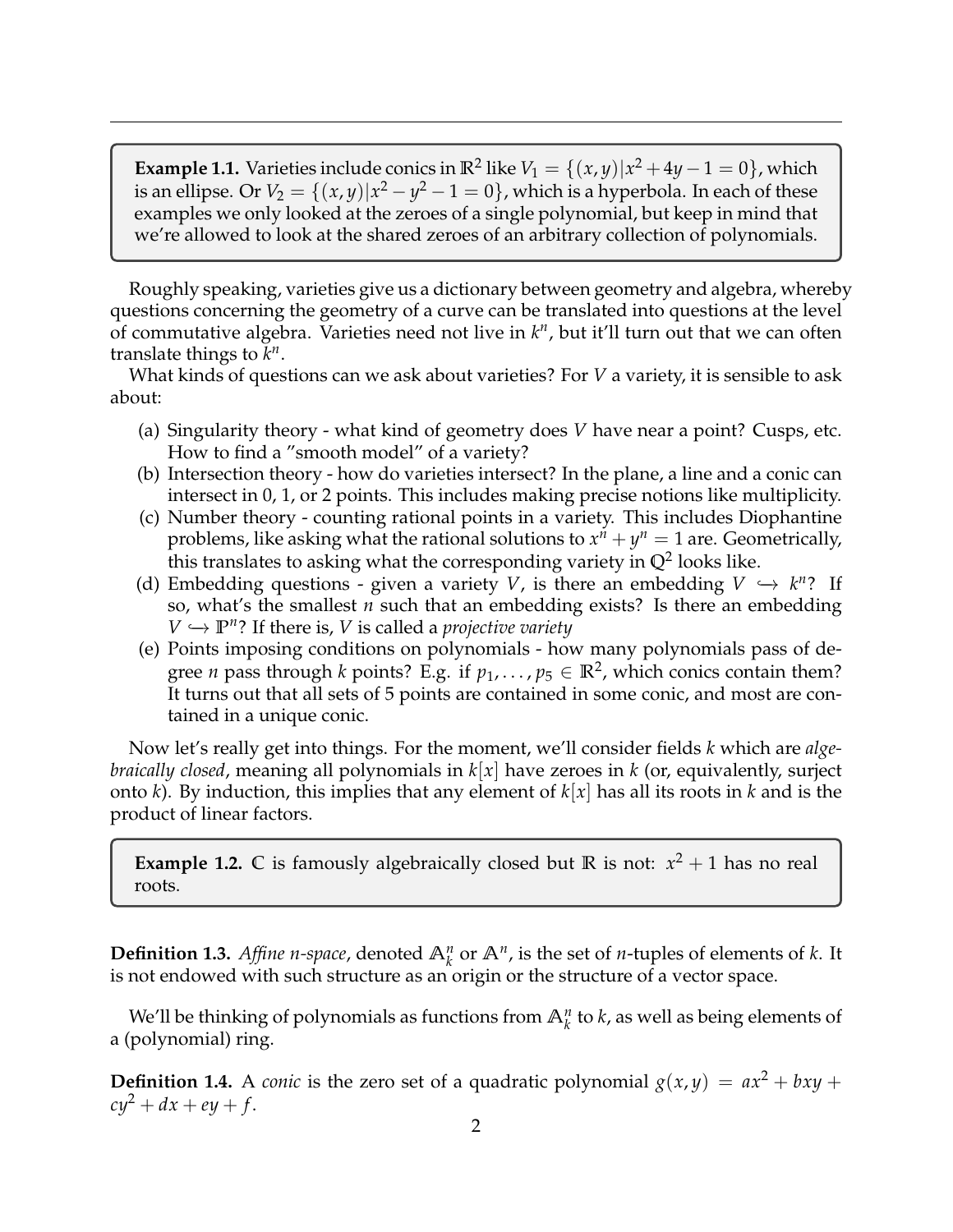**Example 1.1.** Varieties include conics in $\mathbb{R}^2$ like $V_1 = \{(x,y)|x^2 + 4y - 1 = 0\}$, which is an ellipse. Or $V_2 = \{(x,y)|x^2 - y^2 - 1 = 0\}$, which is a hyperbola. In each of these examples we only looked at the zeroes of a single polynomial, but keep in mind that we're allowed to look at the shared zeroes of an arbitrary collection of polynomials.

Roughly speaking, varieties give us a dictionary between geometry and algebra, whereby questions concerning the geometry of a curve can be translated into questions at the level of commutative algebra. Varieties need not live in $k^n$, but it'll turn out that we can often translate things to $k^n$.

What kinds of questions can we ask about varieties? For $V$ a variety, it is sensible to ask about:

(a) Singularity theory - what kind of geometry does $V$ have near a point? Cusps, etc. How to find a "smooth model" of a variety?

(b) Intersection theory - how do varieties intersect? In the plane, a line and a conic can intersect in 0, 1, or 2 points. This includes making precise notions like multiplicity.

(c) Number theory - counting rational points in a variety. This includes Diophantine problems, like asking what the rational solutions to $x^n + y^n = 1$ are. Geometrically, this translates to asking what the corresponding variety in $\mathbb{Q}^2$ looks like.

(d) Embedding questions - given a variety $V$, is there an embedding $V \hookrightarrow k^n$? If so, what's the smallest $n$ such that an embedding exists? Is there an embedding $V \hookrightarrow \mathbb{P}^n$? If there is, $V$ is called a *projective variety*

(e) Points imposing conditions on polynomials - how many polynomials pass of degree $n$ pass through $k$ points? E.g. if $p_1, \ldots, p_5 \in \mathbb{R}^2$, which conics contain them? It turns out that all sets of 5 points are contained in some conic, and most are contained in a unique conic.

Now let's really get into things. For the moment, we'll consider fields $k$ which are *algebraically closed*, meaning all polynomials in $k[x]$ have zeroes in $k$ (or, equivalently, surject onto $k$). By induction, this implies that any element of $k[x]$ has all its roots in $k$ and is the product of linear factors.

**Example 1.2.** $\mathbb{C}$ is famously algebraically closed but $\mathbb{R}$ is not: $x^2 + 1$ has no real roots.

**Definition 1.3.** *Affine n-space*, denoted $\mathbb{A}_k^n$ or $\mathbb{A}^n$, is the set of $n$-tuples of elements of $k$. It is not endowed with such structure as an origin or the structure of a vector space.

We'll be thinking of polynomials as functions from $\mathbb{A}_k^n$ to $k$, as well as being elements of a (polynomial) ring.

**Definition 1.4.** A *conic* is the zero set of a quadratic polynomial $g(x,y) = ax^2 + bxy + cy^2 + dx + ey + f$.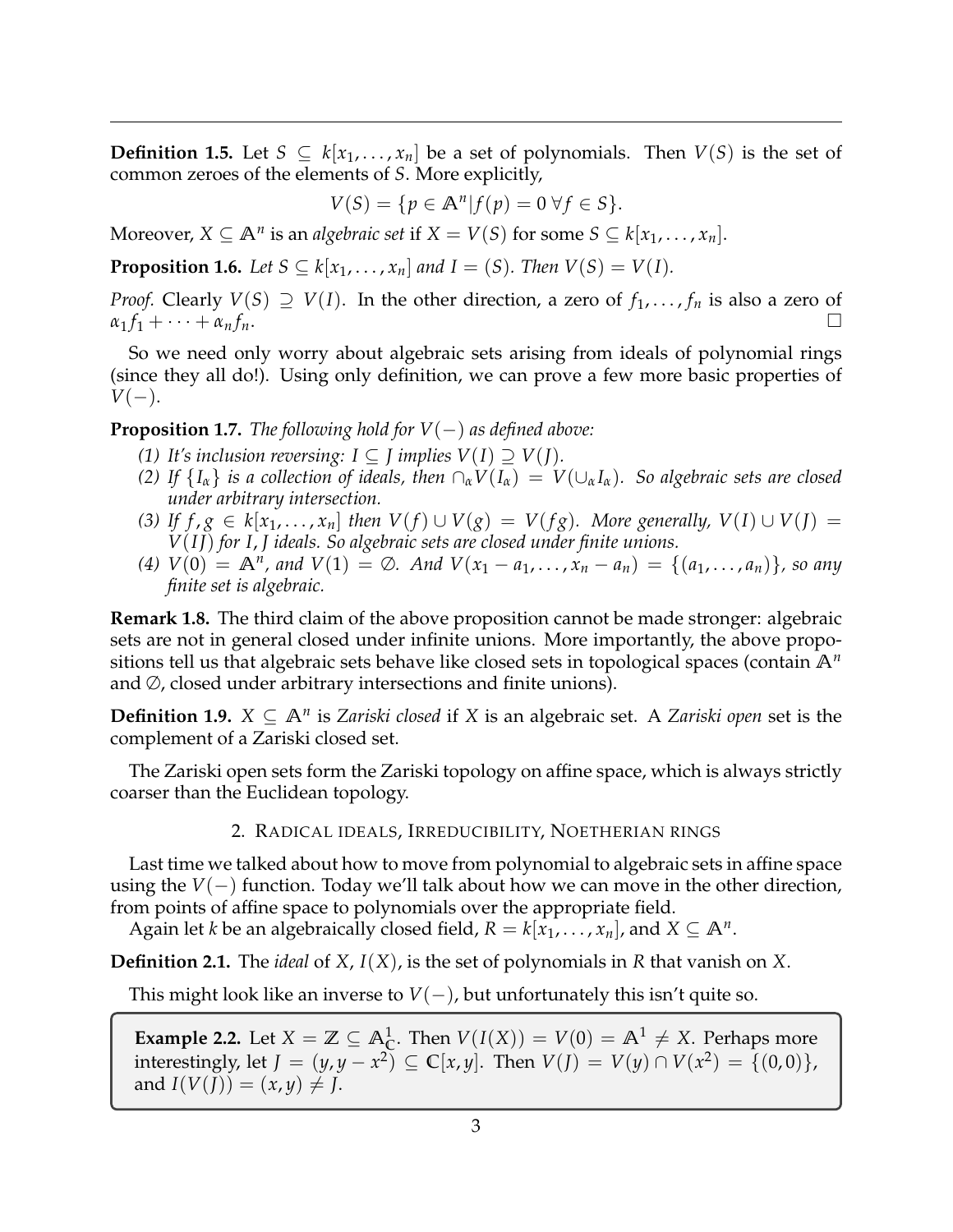**Definition 1.5.** Let $S \subseteq k[x_1, \ldots, x_n]$ be a set of polynomials. Then $V(S)$ is the set of common zeroes of the elements of $S$. More explicitly,

$$V(S) = \{p \in \mathbb{A}^n | f(p) = 0 \, \forall f \in S\}.$$

Moreover, $X \subseteq \mathbb{A}^n$ is an *algebraic set* if $X = V(S)$ for some $S \subseteq k[x_1, \ldots, x_n]$.

**Proposition 1.6.** *Let $S \subseteq k[x_1, \ldots, x_n]$ and $I = (S)$. Then $V(S) = V(I)$.*

*Proof.* Clearly $V(S) \supseteq V(I)$. In the other direction, a zero of $f_1, \ldots, f_n$ is also a zero of $\alpha_1 f_1 + \cdots + \alpha_n f_n$. □

So we need only worry about algebraic sets arising from ideals of polynomial rings (since they all do!). Using only definition, we can prove a few more basic properties of $V(-)$.

**Proposition 1.7.** *The following hold for $V(-)$ as defined above:*

*(1) It's inclusion reversing: $I \subseteq J$ implies $V(I) \supseteq V(J)$.*

*(2) If $\{I_\alpha\}$ is a collection of ideals, then $\cap_\alpha V(I_\alpha) = V(\cup_\alpha I_\alpha)$. So algebraic sets are closed under arbitrary intersection.*

*(3) If $f, g \in k[x_1, \ldots, x_n]$ then $V(f) \cup V(g) = V(fg)$. More generally, $V(I) \cup V(J) = V(IJ)$ for $I, J$ ideals. So algebraic sets are closed under finite unions.*

*(4) $V(0) = \mathbb{A}^n$, and $V(1) = \varnothing$. And $V(x_1 - a_1, \ldots, x_n - a_n) = \{(a_1, \ldots, a_n)\}$, so any finite set is algebraic.*

**Remark 1.8.** The third claim of the above proposition cannot be made stronger: algebraic sets are not in general closed under infinite unions. More importantly, the above propositions tell us that algebraic sets behave like closed sets in topological spaces (contain $\mathbb{A}^n$ and $\varnothing$, closed under arbitrary intersections and finite unions).

**Definition 1.9.** $X \subseteq \mathbb{A}^n$ is *Zariski closed* if $X$ is an algebraic set. A *Zariski open* set is the complement of a Zariski closed set.

The Zariski open sets form the Zariski topology on affine space, which is always strictly coarser than the Euclidean topology.

## 2. Radical ideals, Irreducibility, Noetherian rings

Last time we talked about how to move from polynomial to algebraic sets in affine space using the $V(-)$ function. Today we'll talk about how we can move in the other direction, from points of affine space to polynomials over the appropriate field.

Again let $k$ be an algebraically closed field, $R = k[x_1, \ldots, x_n]$, and $X \subseteq \mathbb{A}^n$.

**Definition 2.1.** The *ideal* of $X$, $I(X)$, is the set of polynomials in $R$ that vanish on $X$.

This might look like an inverse to $V(-)$, but unfortunately this isn't quite so.

**Example 2.2.** Let $X = \mathbb{Z} \subseteq \mathbb{A}^1_{\mathbb{C}}$. Then $V(I(X)) = V(0) = \mathbb{A}^1 \neq X$. Perhaps more interestingly, let $J = (y, y - x^2) \subseteq \mathbb{C}[x, y]$. Then $V(J) = V(y) \cap V(x^2) = \{(0, 0)\}$, and $I(V(J)) = (x, y) \neq J$.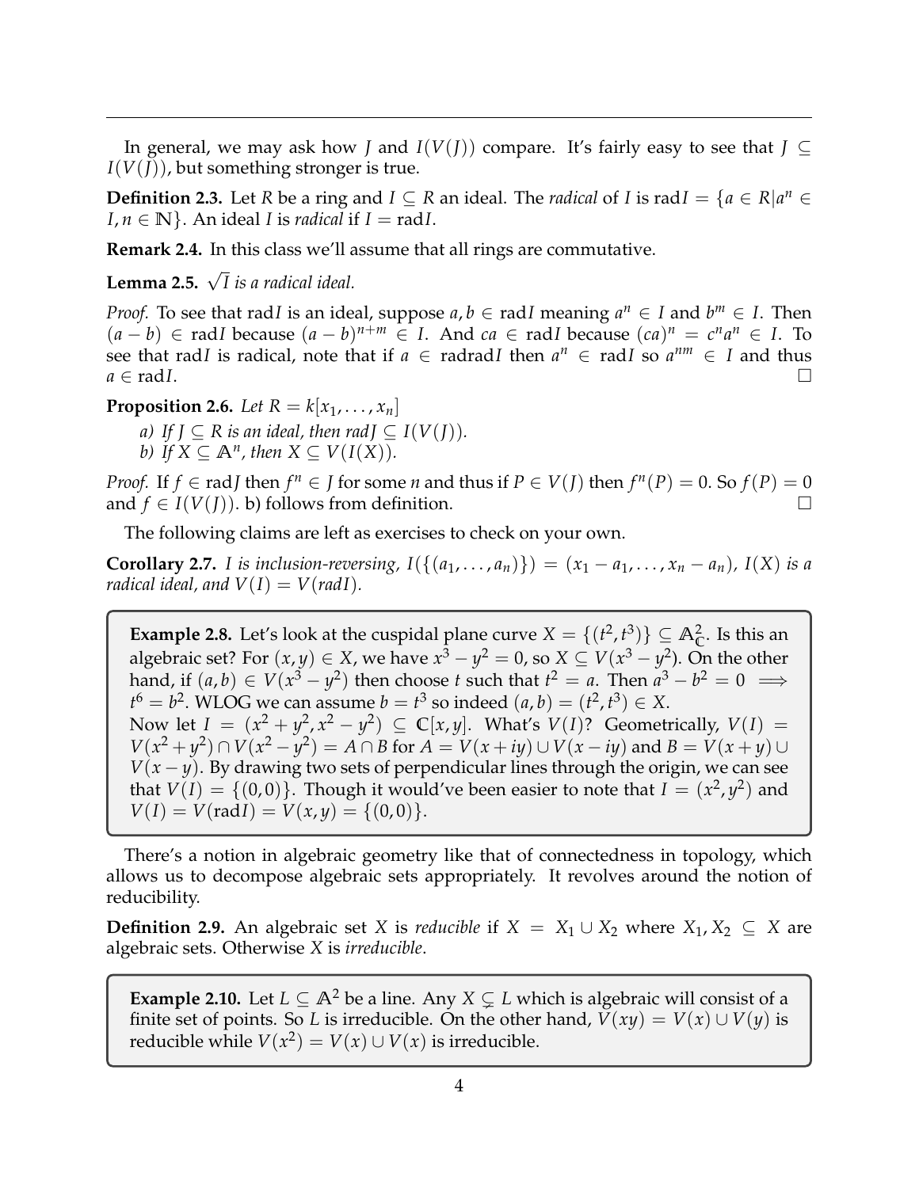In general, we may ask how $J$ and $I(V(J))$ compare. It's fairly easy to see that $J \subseteq I(V(J))$, but something stronger is true.

**Definition 2.3.** Let $R$ be a ring and $I \subseteq R$ an ideal. The *radical* of $I$ is $\text{rad}I = \{a \in R | a^n \in I, n \in \mathbb{N}\}$. An ideal $I$ is *radical* if $I = \text{rad}I$.

**Remark 2.4.** In this class we'll assume that all rings are commutative.

**Lemma 2.5.** *$\sqrt{I}$ is a radical ideal.*

*Proof.* To see that $\text{rad}I$ is an ideal, suppose $a, b \in \text{rad}I$ meaning $a^n \in I$ and $b^m \in I$. Then $(a-b) \in \text{rad}I$ because $(a-b)^{n+m} \in I$. And $ca \in \text{rad}I$ because $(ca)^n = c^n a^n \in I$. To see that $\text{rad}I$ is radical, note that if $a \in \text{radrad}I$ then $a^n \in \text{rad}I$ so $a^{nm} \in I$ and thus $a \in \text{rad}I$. □

**Proposition 2.6.** *Let $R = k[x_1, \ldots, x_n]$*

*a) If $J \subseteq R$ is an ideal, then $\text{rad}J \subseteq I(V(J))$.*

*b) If $X \subseteq \mathbb{A}^n$, then $X \subseteq V(I(X))$.*

*Proof.* If $f \in \text{rad}J$ then $f^n \in J$ for some $n$ and thus if $P \in V(J)$ then $f^n(P) = 0$. So $f(P) = 0$ and $f \in I(V(J))$. b) follows from definition. □

The following claims are left as exercises to check on your own.

**Corollary 2.7.** *$I$ is inclusion-reversing, $I(\{(a_1, \ldots, a_n)\}) = (x_1 - a_1, \ldots, x_n - a_n)$, $I(X)$ is a radical ideal, and $V(I) = V(\text{rad}I)$.*

**Example 2.8.** Let's look at the cuspidal plane curve $X = \{(t^2, t^3)\} \subseteq \mathbb{A}^2_{\mathbb{C}}$. Is this an algebraic set? For $(x, y) \in X$, we have $x^3 - y^2 = 0$, so $X \subseteq V(x^3 - y^2)$. On the other hand, if $(a, b) \in V(x^3 - y^2)$ then choose $t$ such that $t^2 = a$. Then $a^3 - b^2 = 0 \implies t^6 = b^2$. WLOG we can assume $b = t^3$ so indeed $(a, b) = (t^2, t^3) \in X$.
Now let $I = (x^2 + y^2, x^2 - y^2) \subseteq \mathbb{C}[x, y]$. What's $V(I)$? Geometrically, $V(I) = V(x^2 + y^2) \cap V(x^2 - y^2) = A \cap B$ for $A = V(x + iy) \cup V(x - iy)$ and $B = V(x + y) \cup V(x - y)$. By drawing two sets of perpendicular lines through the origin, we can see that $V(I) = \{(0, 0)\}$. Though it would've been easier to note that $I = (x^2, y^2)$ and $V(I) = V(\text{rad}I) = V(x, y) = \{(0, 0)\}$.

There's a notion in algebraic geometry like that of connectedness in topology, which allows us to decompose algebraic sets appropriately. It revolves around the notion of reducibility.

**Definition 2.9.** An algebraic set $X$ is *reducible* if $X = X_1 \cup X_2$ where $X_1, X_2 \subseteq X$ are algebraic sets. Otherwise $X$ is *irreducible*.

**Example 2.10.** Let $L \subseteq \mathbb{A}^2$ be a line. Any $X \subsetneq L$ which is algebraic will consist of a finite set of points. So $L$ is irreducible. On the other hand, $V(xy) = V(x) \cup V(y)$ is reducible while $V(x^2) = V(x) \cup V(x)$ is irreducible.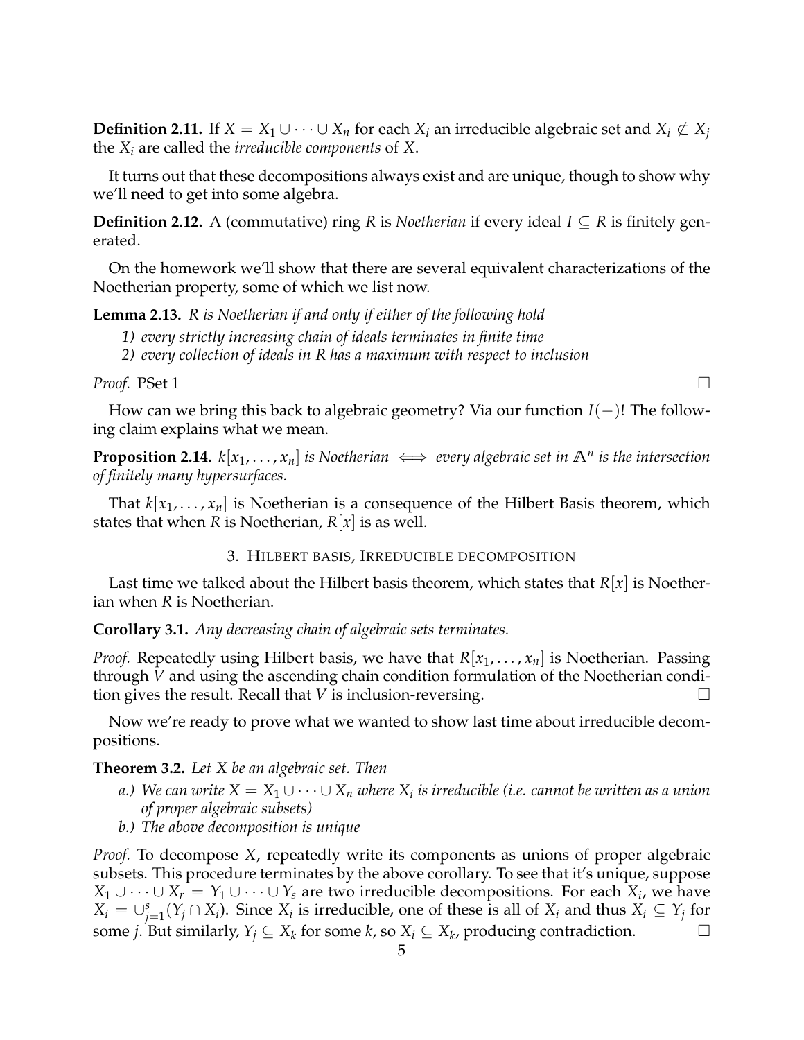**Definition 2.11.** If $X = X_1 \cup \cdots \cup X_n$ for each $X_i$ an irreducible algebraic set and $X_i \not\subset X_j$ the $X_i$ are called the *irreducible components* of $X$.

It turns out that these decompositions always exist and are unique, though to show why we'll need to get into some algebra.

**Definition 2.12.** A (commutative) ring $R$ is *Noetherian* if every ideal $I \subseteq R$ is finitely generated.

On the homework we'll show that there are several equivalent characterizations of the Noetherian property, some of which we list now.

**Lemma 2.13.** *$R$ is Noetherian if and only if either of the following hold*

*1) every strictly increasing chain of ideals terminates in finite time*
*2) every collection of ideals in $R$ has a maximum with respect to inclusion*

*Proof.* PSet 1 □

How can we bring this back to algebraic geometry? Via our function $I(-)$! The following claim explains what we mean.

**Proposition 2.14.** *$k[x_1, \ldots, x_n]$ is Noetherian $\iff$ every algebraic set in $\mathbb{A}^n$ is the intersection of finitely many hypersurfaces.*

That $k[x_1, \ldots, x_n]$ is Noetherian is a consequence of the Hilbert Basis theorem, which states that when $R$ is Noetherian, $R[x]$ is as well.

## 3. Hilbert basis, Irreducible decomposition

Last time we talked about the Hilbert basis theorem, which states that $R[x]$ is Noetherian when $R$ is Noetherian.

**Corollary 3.1.** *Any decreasing chain of algebraic sets terminates.*

*Proof.* Repeatedly using Hilbert basis, we have that $R[x_1, \ldots, x_n]$ is Noetherian. Passing through $V$ and using the ascending chain condition formulation of the Noetherian condition gives the result. Recall that $V$ is inclusion-reversing. □

Now we're ready to prove what we wanted to show last time about irreducible decompositions.

**Theorem 3.2.** *Let $X$ be an algebraic set. Then*

*a.) We can write $X = X_1 \cup \cdots \cup X_n$ where $X_i$ is irreducible (i.e. cannot be written as a union of proper algebraic subsets)*
*b.) The above decomposition is unique*

*Proof.* To decompose $X$, repeatedly write its components as unions of proper algebraic subsets. This procedure terminates by the above corollary. To see that it's unique, suppose $X_1 \cup \cdots \cup X_r = Y_1 \cup \cdots \cup Y_s$ are two irreducible decompositions. For each $X_i$, we have $X_i = \cup_{j=1}^{s}(Y_j \cap X_i)$. Since $X_i$ is irreducible, one of these is all of $X_i$ and thus $X_i \subseteq Y_j$ for some $j$. But similarly, $Y_j \subseteq X_k$ for some $k$, so $X_i \subseteq X_k$, producing contradiction. □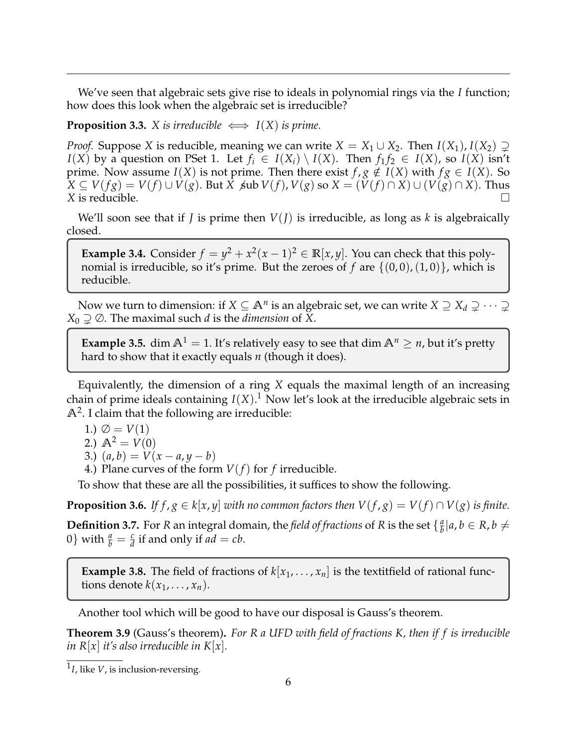We've seen that algebraic sets give rise to ideals in polynomial rings via the $I$ function; how does this look when the algebraic set is irreducible?

**Proposition 3.3.** *$X$ is irreducible $\iff$ $I(X)$ is prime.*

*Proof.* Suppose $X$ is reducible, meaning we can write $X = X_1 \cup X_2$. Then $I(X_1), I(X_2) \supsetneq I(X)$ by a question on PSet 1. Let $f_i \in I(X_i) \setminus I(X)$. Then $f_1 f_2 \in I(X)$, so $I(X)$ isn't prime. Now assume $I(X)$ is not prime. Then there exist $f, g \notin I(X)$ with $fg \in I(X)$. So $X \subseteq V(fg) = V(f) \cup V(g)$. But $X \not\!\text{sub}\, V(f), V(g)$ so $X = (V(f) \cap X) \cup (V(g) \cap X)$. Thus $X$ is reducible. $\square$

We'll soon see that if $J$ is prime then $V(J)$ is irreducible, as long as $k$ is algebraically closed.

**Example 3.4.** Consider $f = y^2 + x^2(x-1)^2 \in \mathbb{R}[x, y]$. You can check that this polynomial is irreducible, so it's prime. But the zeroes of $f$ are $\{(0,0), (1,0)\}$, which is reducible.

Now we turn to dimension: if $X \subseteq \mathbb{A}^n$ is an algebraic set, we can write $X \supseteq X_d \supsetneq \cdots \supsetneq X_0 \supsetneq \emptyset$. The maximal such $d$ is the *dimension* of $X$.

**Example 3.5.** $\dim \mathbb{A}^1 = 1$. It's relatively easy to see that $\dim \mathbb{A}^n \geq n$, but it's pretty hard to show that it exactly equals $n$ (though it does).

Equivalently, the dimension of a ring $X$ equals the maximal length of an increasing chain of prime ideals containing $I(X)$.[1] Now let's look at the irreducible algebraic sets in $\mathbb{A}^2$. I claim that the following are irreducible:

1.) $\emptyset = V(1)$
2.) $\mathbb{A}^2 = V(0)$
3.) $(a, b) = V(x - a, y - b)$
4.) Plane curves of the form $V(f)$ for $f$ irreducible.

To show that these are all the possibilities, it suffices to show the following.

**Proposition 3.6.** *If $f, g \in k[x, y]$ with no common factors then $V(f, g) = V(f) \cap V(g)$ is finite.*

**Definition 3.7.** For $R$ an integral domain, the *field of fractions* of $R$ is the set $\{\frac{a}{b} | a, b \in R, b \neq 0\}$ with $\frac{a}{b} = \frac{c}{d}$ if and only if $ad = cb$.

**Example 3.8.** The field of fractions of $k[x_1, \ldots, x_n]$ is the textitfield of rational functions denote $k(x_1, \ldots, x_n)$.

Another tool which will be good to have our disposal is Gauss's theorem.

**Theorem 3.9** (Gauss's theorem)**.** *For $R$ a UFD with field of fractions $K$, then if $f$ is irreducible in $R[x]$ it's also irreducible in $K[x]$.*

[1] $I$, like $V$, is inclusion-reversing.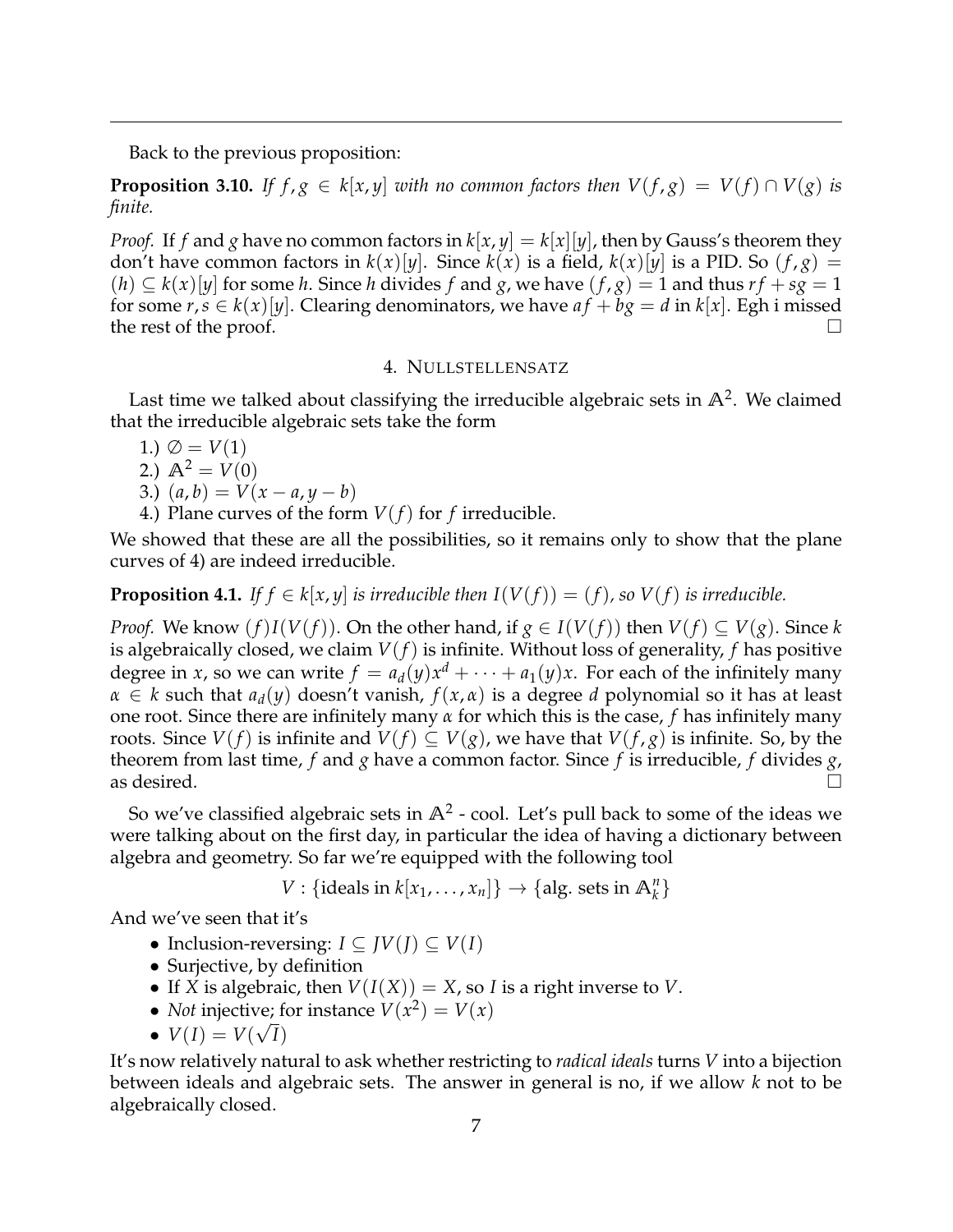---

Back to the previous proposition:

**Proposition 3.10.** *If $f, g \in k[x,y]$ with no common factors then $V(f,g) = V(f) \cap V(g)$ is finite.*

*Proof.* If $f$ and $g$ have no common factors in $k[x,y] = k[x][y]$, then by Gauss's theorem they don't have common factors in $k(x)[y]$. Since $k(x)$ is a field, $k(x)[y]$ is a PID. So $(f,g) = (h) \subseteq k(x)[y]$ for some $h$. Since $h$ divides $f$ and $g$, we have $(f,g) = 1$ and thus $rf + sg = 1$ for some $r, s \in k(x)[y]$. Clearing denominators, we have $af + bg = d$ in $k[x]$. Egh i missed the rest of the proof. □

## 4. Nullstellensatz

Last time we talked about classifying the irreducible algebraic sets in $\mathbb{A}^2$. We claimed that the irreducible algebraic sets take the form

1.) $\emptyset = V(1)$
2.) $\mathbb{A}^2 = V(0)$
3.) $(a,b) = V(x-a, y-b)$
4.) Plane curves of the form $V(f)$ for $f$ irreducible.

We showed that these are all the possibilities, so it remains only to show that the plane curves of 4) are indeed irreducible.

**Proposition 4.1.** *If $f \in k[x,y]$ is irreducible then $I(V(f)) = (f)$, so $V(f)$ is irreducible.*

*Proof.* We know $(f)I(V(f))$. On the other hand, if $g \in I(V(f))$ then $V(f) \subseteq V(g)$. Since $k$ is algebraically closed, we claim $V(f)$ is infinite. Without loss of generality, $f$ has positive degree in $x$, so we can write $f = a_d(y)x^d + \cdots + a_1(y)x$. For each of the infinitely many $\alpha \in k$ such that $a_d(y)$ doesn't vanish, $f(x,\alpha)$ is a degree $d$ polynomial so it has at least one root. Since there are infinitely many $\alpha$ for which this is the case, $f$ has infinitely many roots. Since $V(f)$ is infinite and $V(f) \subseteq V(g)$, we have that $V(f,g)$ is infinite. So, by the theorem from last time, $f$ and $g$ have a common factor. Since $f$ is irreducible, $f$ divides $g$, as desired. □

So we've classified algebraic sets in $\mathbb{A}^2$ - cool. Let's pull back to some of the ideas we were talking about on the first day, in particular the idea of having a dictionary between algebra and geometry. So far we're equipped with the following tool

$$V : \{\text{ideals in } k[x_1, \ldots, x_n]\} \to \{\text{alg. sets in } \mathbb{A}^n_k\}$$

And we've seen that it's

- Inclusion-reversing: $I \subseteq JV(J) \subseteq V(I)$
- Surjective, by definition
- If $X$ is algebraic, then $V(I(X)) = X$, so $I$ is a right inverse to $V$.
- *Not* injective; for instance $V(x^2) = V(x)$
- $V(I) = V(\sqrt{I})$

It's now relatively natural to ask whether restricting to *radical ideals* turns $V$ into a bijection between ideals and algebraic sets. The answer in general is no, if we allow $k$ not to be algebraically closed.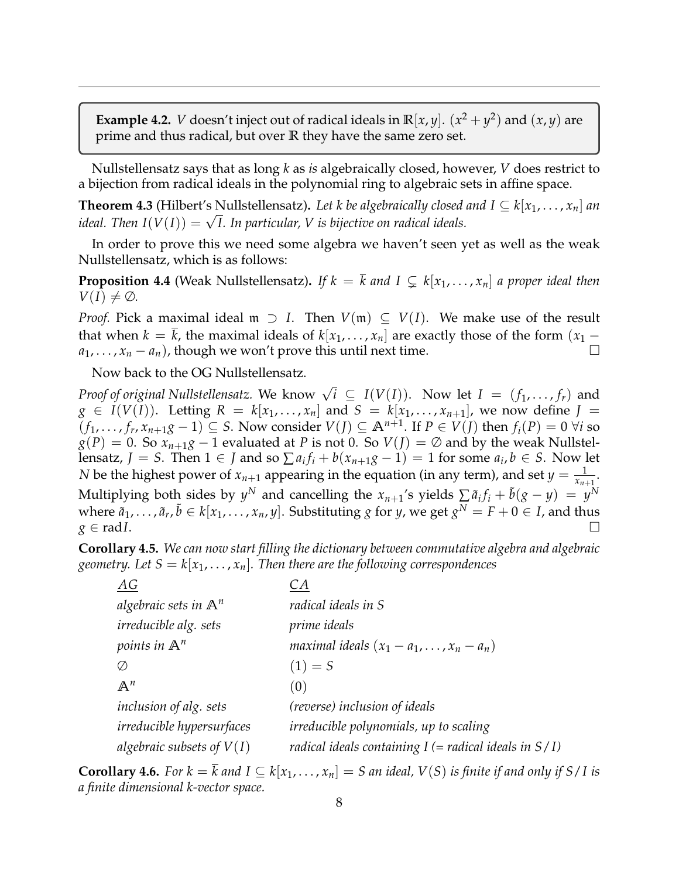**Example 4.2.** $V$ doesn't inject out of radical ideals in $\mathbb{R}[x, y]$. $(x^2 + y^2)$ and $(x, y)$ are prime and thus radical, but over $\mathbb{R}$ they have the same zero set.

Nullstellensatz says that as long $k$ as *is* algebraically closed, however, $V$ does restrict to a bijection from radical ideals in the polynomial ring to algebraic sets in affine space.

**Theorem 4.3** (Hilbert's Nullstellensatz)**.** *Let $k$ be algebraically closed and $I \subseteq k[x_1, \ldots, x_n]$ an ideal. Then $I(V(I)) = \sqrt{I}$. In particular, $V$ is bijective on radical ideals.*

In order to prove this we need some algebra we haven't seen yet as well as the weak Nullstellensatz, which is as follows:

**Proposition 4.4** (Weak Nullstellensatz)**.** *If $k = \overline{k}$ and $I \subsetneq k[x_1, \ldots, x_n]$ a proper ideal then $V(I) \neq \emptyset$.*

*Proof.* Pick a maximal ideal $\mathfrak{m} \supset I$. Then $V(\mathfrak{m}) \subseteq V(I)$. We make use of the result that when $k = \overline{k}$, the maximal ideals of $k[x_1, \ldots, x_n]$ are exactly those of the form $(x_1 - a_1, \ldots, x_n - a_n)$, though we won't prove this until next time. □

Now back to the OG Nullstellensatz.

*Proof of original Nullstellensatz.* We know $\sqrt{i} \subseteq I(V(I))$. Now let $I = (f_1, \ldots, f_r)$ and $g \in I(V(I))$. Letting $R = k[x_1, \ldots, x_n]$ and $S = k[x_1, \ldots, x_{n+1}]$, we now define $J = (f_1, \ldots, f_r, x_{n+1}g - 1) \subseteq S$. Now consider $V(J) \subseteq \mathbb{A}^{n+1}$. If $P \in V(J)$ then $f_i(P) = 0 \ \forall i$ so $g(P) = 0$. So $x_{n+1}g - 1$ evaluated at $P$ is not 0. So $V(J) = \emptyset$ and by the weak Nullstellensatz, $J = S$. Then $1 \in J$ and so $\sum a_i f_i + b(x_{n+1}g - 1) = 1$ for some $a_i, b \in S$. Now let $N$ be the highest power of $x_{n+1}$ appearing in the equation (in any term), and set $y = \frac{1}{x_{n+1}}$. Multiplying both sides by $y^N$ and cancelling the $x_{n+1}$'s yields $\sum \tilde{a}_i f_i + \tilde{b}(g - y) = y^N$ where $\tilde{a}_1, \ldots, \tilde{a}_r, \tilde{b} \in k[x_1, \ldots, x_n, y]$. Substituting $g$ for $y$, we get $g^N = F + 0 \in I$, and thus $g \in \operatorname{rad} I$. □

**Corollary 4.5.** *We can now start filling the dictionary between commutative algebra and algebraic geometry. Let $S = k[x_1, \ldots, x_n]$. Then there are the following correspondences*

| <u>*AG*</u> | <u>*CA*</u> |
|---|---|
| *algebraic sets in* $\mathbb{A}^n$ | *radical ideals in* $S$ |
| *irreducible alg. sets* | *prime ideals* |
| *points in* $\mathbb{A}^n$ | *maximal ideals* $(x_1 - a_1, \ldots, x_n - a_n)$ |
| $\emptyset$ | $(1) = S$ |
| $\mathbb{A}^n$ | $(0)$ |
| *inclusion of alg. sets* | *(reverse) inclusion of ideals* |
| *irreducible hypersurfaces* | *irreducible polynomials, up to scaling* |
| *algebraic subsets of* $V(I)$ | *radical ideals containing* $I$ *(= radical ideals in* $S/I$*)* |

**Corollary 4.6.** *For $k = \overline{k}$ and $I \subseteq k[x_1, \ldots, x_n] = S$ an ideal, $V(S)$ is finite if and only if $S/I$ is a finite dimensional $k$-vector space.*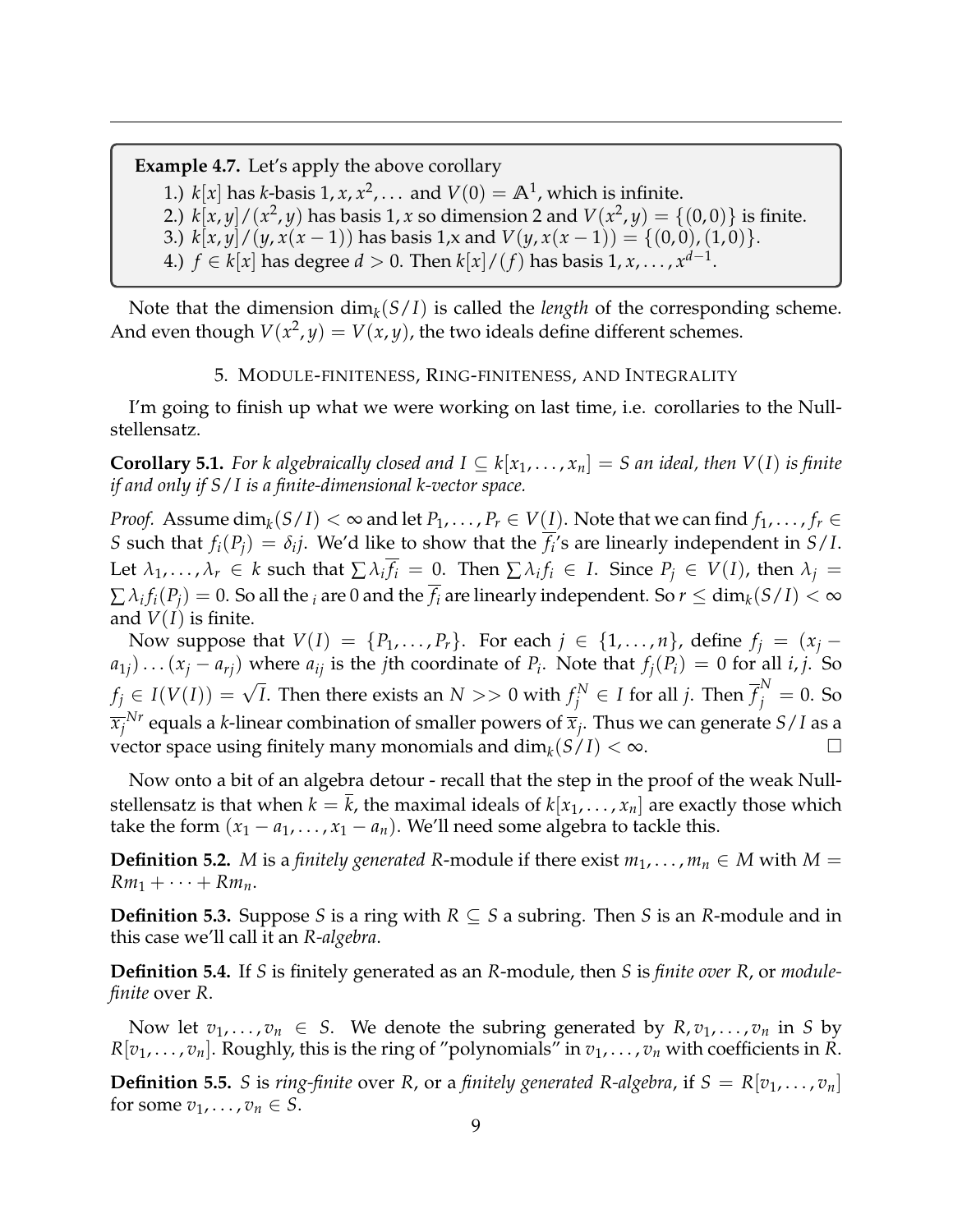**Example 4.7.** Let's apply the above corollary

1.) $k[x]$ has $k$-basis $1, x, x^2, \dots$ and $V(0) = \mathbb{A}^1$, which is infinite.
2.) $k[x,y]/(x^2, y)$ has basis $1, x$ so dimension 2 and $V(x^2, y) = \{(0,0)\}$ is finite.
3.) $k[x,y]/(y, x(x-1))$ has basis 1,x and $V(y, x(x-1)) = \{(0,0), (1,0)\}$.
4.) $f \in k[x]$ has degree $d > 0$. Then $k[x]/(f)$ has basis $1, x, \dots, x^{d-1}$.

Note that the dimension $\dim_k(S/I)$ is called the *length* of the corresponding scheme. And even though $V(x^2, y) = V(x, y)$, the two ideals define different schemes.

## 5. Module-finiteness, Ring-finiteness, and Integrality

I'm going to finish up what we were working on last time, i.e. corollaries to the Nullstellensatz.

**Corollary 5.1.** *For $k$ algebraically closed and $I \subseteq k[x_1, \dots, x_n] = S$ an ideal, then $V(I)$ is finite if and only if $S/I$ is a finite-dimensional $k$-vector space.*

*Proof.* Assume $\dim_k(S/I) < \infty$ and let $P_1, \dots, P_r \in V(I)$. Note that we can find $f_1, \dots, f_r \in S$ such that $f_i(P_j) = \delta_i j$. We'd like to show that the $\overline{f_i}$'s are linearly independent in $S/I$. Let $\lambda_1, \dots, \lambda_r \in k$ such that $\sum \lambda_i \overline{f_i} = 0$. Then $\sum \lambda_i f_i \in I$. Since $P_j \in V(I)$, then $\lambda_j = \sum \lambda_i f_i(P_j) = 0$. So all the $_i$ are 0 and the $\overline{f_i}$ are linearly independent. So $r \leq \dim_k(S/I) < \infty$ and $V(I)$ is finite.

Now suppose that $V(I) = \{P_1, \dots, P_r\}$. For each $j \in \{1, \dots, n\}$, define $f_j = (x_j - a_{1j}) \dots (x_j - a_{rj})$ where $a_{ij}$ is the $j$th coordinate of $P_i$. Note that $f_j(P_i) = 0$ for all $i, j$. So $f_j \in I(V(I)) = \sqrt{I}$. Then there exists an $N >> 0$ with $f_j^N \in I$ for all $j$. Then $\overline{f}_j^N = 0$. So $\overline{x_j}^{Nr}$ equals a $k$-linear combination of smaller powers of $\overline{x}_j$. Thus we can generate $S/I$ as a vector space using finitely many monomials and $\dim_k(S/I) < \infty$. □

Now onto a bit of an algebra detour - recall that the step in the proof of the weak Nullstellensatz is that when $k = \overline{k}$, the maximal ideals of $k[x_1, \dots, x_n]$ are exactly those which take the form $(x_1 - a_1, \dots, x_1 - a_n)$. We'll need some algebra to tackle this.

**Definition 5.2.** *$M$ is a finitely generated $R$-module if there exist $m_1, \dots, m_n \in M$ with $M = Rm_1 + \dots + Rm_n$.*

**Definition 5.3.** Suppose $S$ is a ring with $R \subseteq S$ a subring. Then $S$ is an $R$-module and in this case we'll call it an *$R$-algebra*.

**Definition 5.4.** If $S$ is finitely generated as an $R$-module, then $S$ is *finite over $R$*, or *module-finite* over $R$.

Now let $v_1, \dots, v_n \in S$. We denote the subring generated by $R, v_1, \dots, v_n$ in $S$ by $R[v_1, \dots, v_n]$. Roughly, this is the ring of "polynomials" in $v_1, \dots, v_n$ with coefficients in $R$.

**Definition 5.5.** $S$ is *ring-finite* over $R$, or a *finitely generated $R$-algebra*, if $S = R[v_1, \dots, v_n]$ for some $v_1, \dots, v_n \in S$.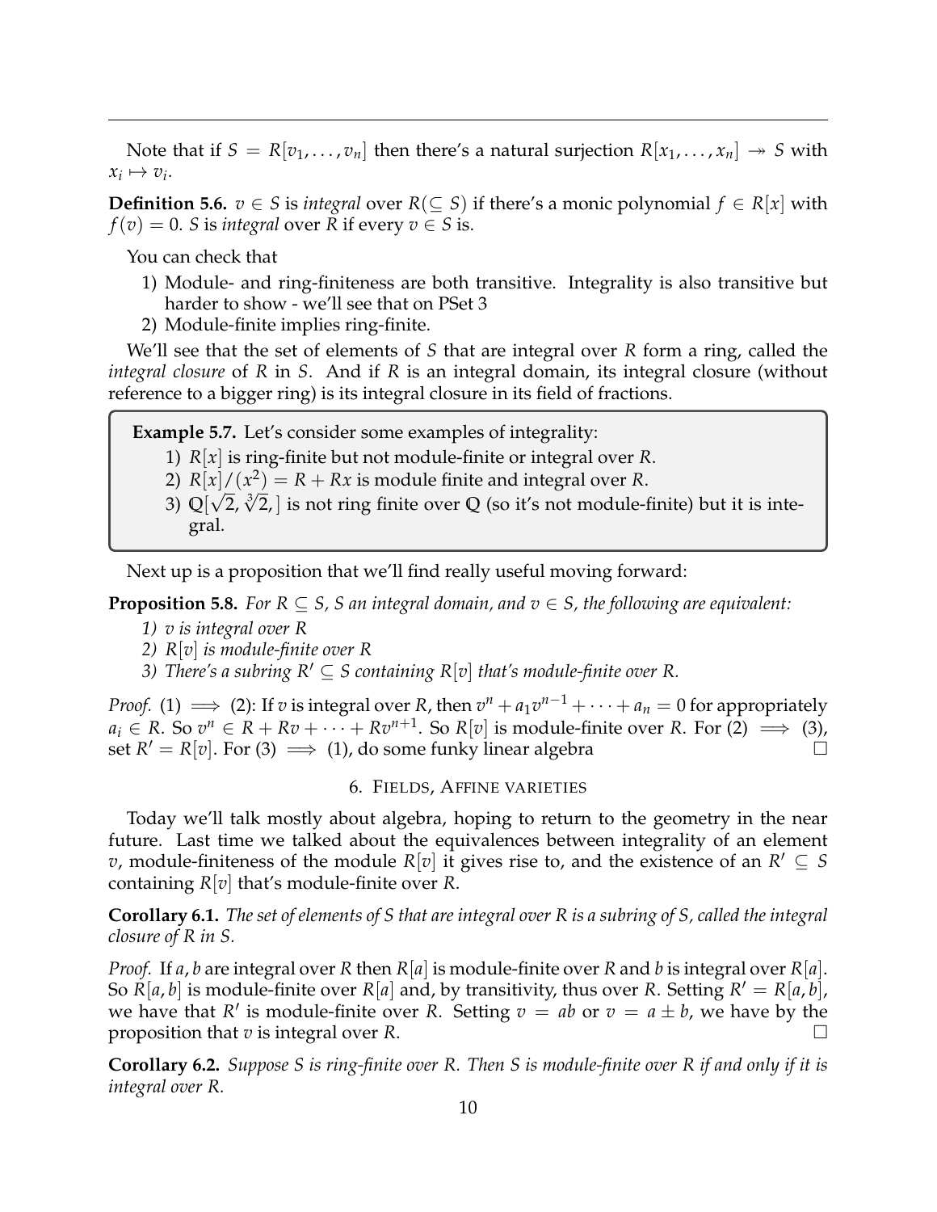Note that if $S = R[v_1, \dots, v_n]$ then there's a natural surjection $R[x_1, \dots, x_n] \twoheadrightarrow S$ with $x_i \mapsto v_i$.

**Definition 5.6.** $v \in S$ is *integral* over $R(\subseteq S)$ if there's a monic polynomial $f \in R[x]$ with $f(v) = 0$. $S$ is *integral* over $R$ if every $v \in S$ is.

You can check that

1) Module- and ring-finiteness are both transitive. Integrality is also transitive but harder to show - we'll see that on PSet 3
2) Module-finite implies ring-finite.

We'll see that the set of elements of $S$ that are integral over $R$ form a ring, called the *integral closure* of $R$ in $S$. And if $R$ is an integral domain, its integral closure (without reference to a bigger ring) is its integral closure in its field of fractions.

**Example 5.7.** Let's consider some examples of integrality:

1) $R[x]$ is ring-finite but not module-finite or integral over $R$.
2) $R[x]/(x^2) = R + Rx$ is module finite and integral over $R$.
3) $\mathbb{Q}[\sqrt{2}, \sqrt[3]{2},]$ is not ring finite over $\mathbb{Q}$ (so it's not module-finite) but it is integral.

Next up is a proposition that we'll find really useful moving forward:

**Proposition 5.8.** *For $R \subseteq S$, $S$ an integral domain, and $v \in S$, the following are equivalent:*

*1) $v$ is integral over $R$*
*2) $R[v]$ is module-finite over $R$*
*3) There's a subring $R' \subseteq S$ containing $R[v]$ that's module-finite over $R$.*

*Proof.* (1) $\implies$ (2): If $v$ is integral over $R$, then $v^n + a_1 v^{n-1} + \cdots + a_n = 0$ for appropriately $a_i \in R$. So $v^n \in R + Rv + \cdots + Rv^{n+1}$. So $R[v]$ is module-finite over $R$. For (2) $\implies$ (3), set $R' = R[v]$. For (3) $\implies$ (1), do some funky linear algebra $\square$

## 6. Fields, Affine varieties

Today we'll talk mostly about algebra, hoping to return to the geometry in the near future. Last time we talked about the equivalences between integrality of an element $v$, module-finiteness of the module $R[v]$ it gives rise to, and the existence of an $R' \subseteq S$ containing $R[v]$ that's module-finite over $R$.

**Corollary 6.1.** *The set of elements of $S$ that are integral over $R$ is a subring of $S$, called the integral closure of $R$ in $S$.*

*Proof.* If $a, b$ are integral over $R$ then $R[a]$ is module-finite over $R$ and $b$ is integral over $R[a]$. So $R[a, b]$ is module-finite over $R[a]$ and, by transitivity, thus over $R$. Setting $R' = R[a, b]$, we have that $R'$ is module-finite over $R$. Setting $v = ab$ or $v = a \pm b$, we have by the proposition that $v$ is integral over $R$. $\square$

**Corollary 6.2.** *Suppose $S$ is ring-finite over $R$. Then $S$ is module-finite over $R$ if and only if it is integral over $R$.*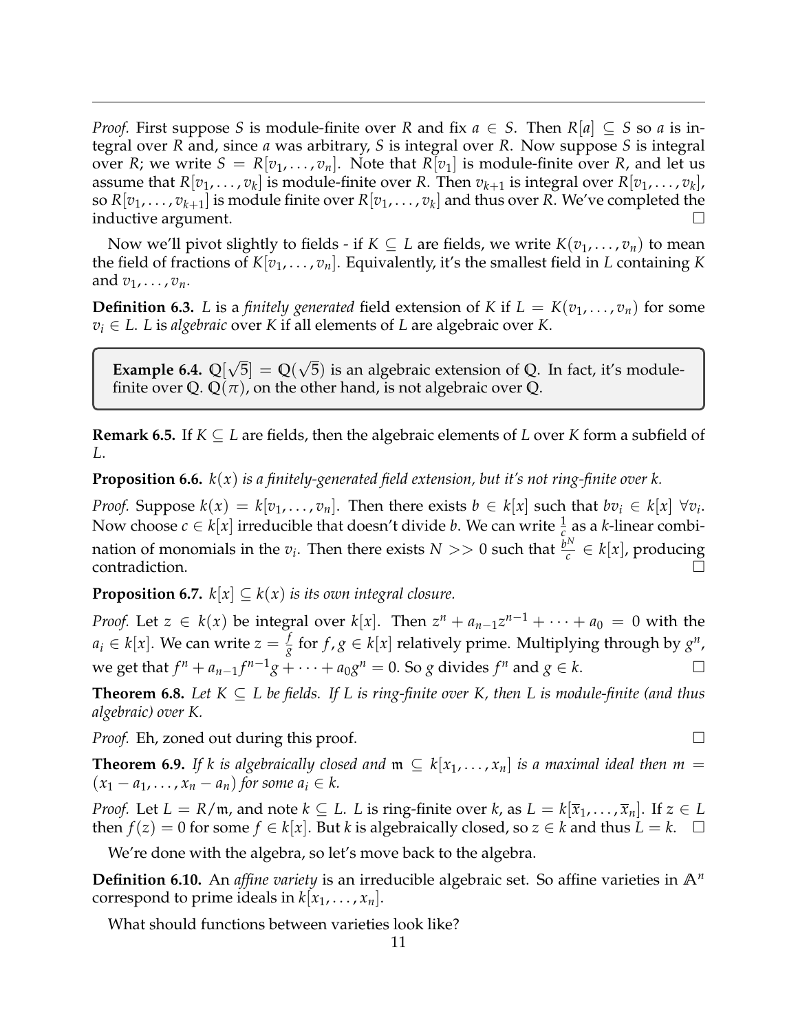*Proof.* First suppose $S$ is module-finite over $R$ and fix $a \in S$. Then $R[a] \subseteq S$ so $a$ is integral over $R$ and, since $a$ was arbitrary, $S$ is integral over $R$. Now suppose $S$ is integral over $R$; we write $S = R[v_1, \ldots, v_n]$. Note that $R[v_1]$ is module-finite over $R$, and let us assume that $R[v_1, \ldots, v_k]$ is module-finite over $R$. Then $v_{k+1}$ is integral over $R[v_1, \ldots, v_k]$, so $R[v_1, \ldots, v_{k+1}]$ is module finite over $R[v_1, \ldots, v_k]$ and thus over $R$. We've completed the inductive argument. □

Now we'll pivot slightly to fields - if $K \subseteq L$ are fields, we write $K(v_1, \ldots, v_n)$ to mean the field of fractions of $K[v_1, \ldots, v_n]$. Equivalently, it's the smallest field in $L$ containing $K$ and $v_1, \ldots, v_n$.

**Definition 6.3.** $L$ is a *finitely generated* field extension of $K$ if $L = K(v_1, \ldots, v_n)$ for some $v_i \in L$. $L$ is *algebraic* over $K$ if all elements of $L$ are algebraic over $K$.

**Example 6.4.** $\mathbb{Q}[\sqrt{5}] = \mathbb{Q}(\sqrt{5})$ is an algebraic extension of $\mathbb{Q}$. In fact, it's module-finite over $\mathbb{Q}$. $\mathbb{Q}(\pi)$, on the other hand, is not algebraic over $\mathbb{Q}$.

**Remark 6.5.** If $K \subseteq L$ are fields, then the algebraic elements of $L$ over $K$ form a subfield of $L$.

**Proposition 6.6.** *$k(x)$ is a finitely-generated field extension, but it's not ring-finite over $k$.*

*Proof.* Suppose $k(x) = k[v_1, \ldots, v_n]$. Then there exists $b \in k[x]$ such that $bv_i \in k[x]$ $\forall v_i$. Now choose $c \in k[x]$ irreducible that doesn't divide $b$. We can write $\frac{1}{c}$ as a $k$-linear combination of monomials in the $v_i$. Then there exists $N >> 0$ such that $\frac{b^N}{c} \in k[x]$, producing contradiction. □

**Proposition 6.7.** *$k[x] \subseteq k(x)$ is its own integral closure.*

*Proof.* Let $z \in k(x)$ be integral over $k[x]$. Then $z^n + a_{n-1}z^{n-1} + \cdots + a_0 = 0$ with the $a_i \in k[x]$. We can write $z = \frac{f}{g}$ for $f, g \in k[x]$ relatively prime. Multiplying through by $g^n$, we get that $f^n + a_{n-1}f^{n-1}g + \cdots + a_0 g^n = 0$. So $g$ divides $f^n$ and $g \in k$. □

**Theorem 6.8.** *Let $K \subseteq L$ be fields. If $L$ is ring-finite over $K$, then $L$ is module-finite (and thus algebraic) over $K$.*

*Proof.* Eh, zoned out during this proof. □

**Theorem 6.9.** *If $k$ is algebraically closed and $\mathfrak{m} \subseteq k[x_1, \ldots, x_n]$ is a maximal ideal then $m = (x_1 - a_1, \ldots, x_n - a_n)$ for some $a_i \in k$.*

*Proof.* Let $L = R/\mathfrak{m}$, and note $k \subseteq L$. $L$ is ring-finite over $k$, as $L = k[\overline{x}_1, \ldots, \overline{x}_n]$. If $z \in L$ then $f(z) = 0$ for some $f \in k[x]$. But $k$ is algebraically closed, so $z \in k$ and thus $L = k$. □

We're done with the algebra, so let's move back to the algebra.

**Definition 6.10.** An *affine variety* is an irreducible algebraic set. So affine varieties in $\mathbb{A}^n$ correspond to prime ideals in $k[x_1, \ldots, x_n]$.

What should functions between varieties look like?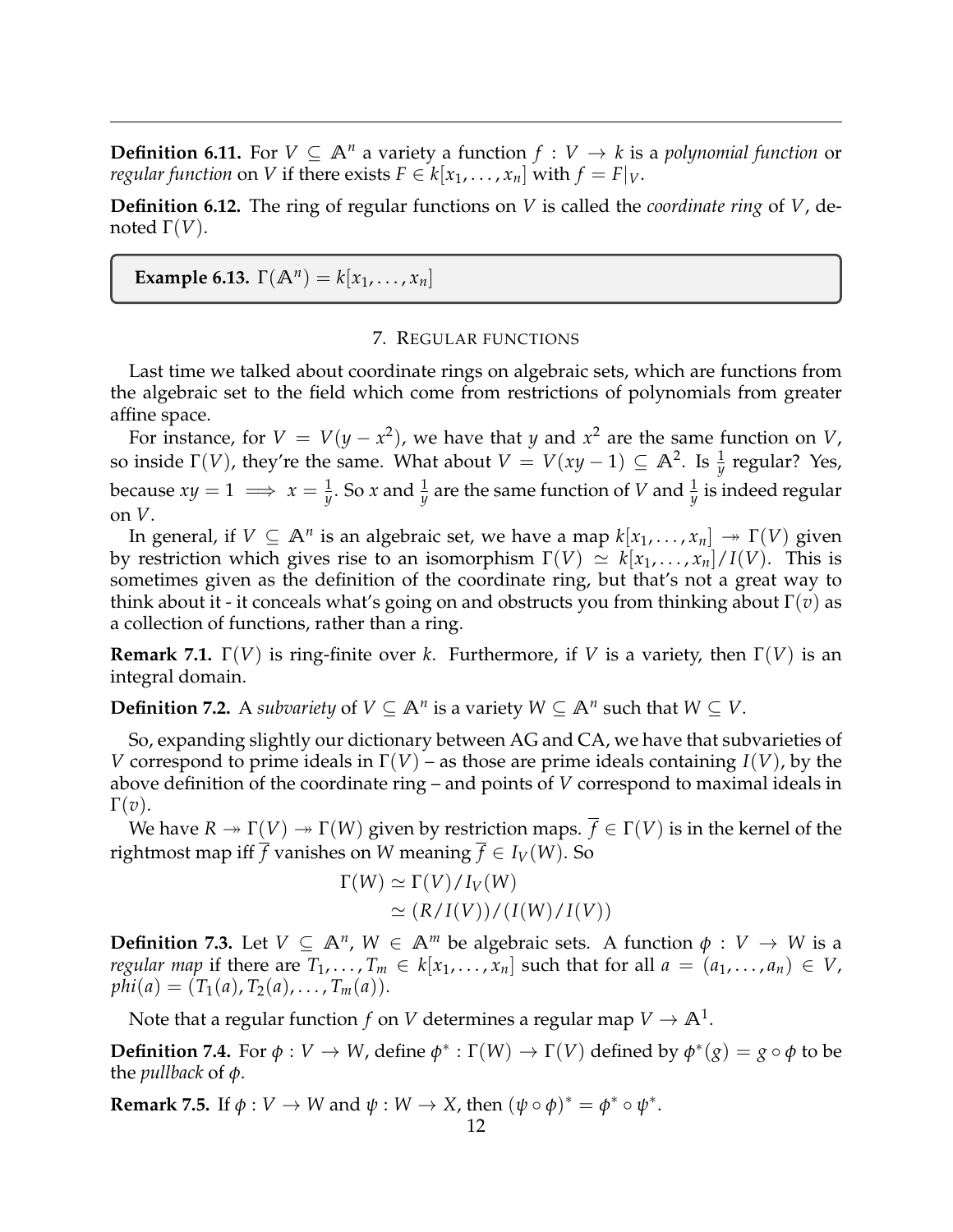**Definition 6.11.** For $V \subseteq \mathbb{A}^n$ a variety a function $f : V \to k$ is a *polynomial function* or *regular function* on $V$ if there exists $F \in k[x_1, \ldots, x_n]$ with $f = F|_V$.

**Definition 6.12.** The ring of regular functions on $V$ is called the *coordinate ring* of $V$, denoted $\Gamma(V)$.

**Example 6.13.** $\Gamma(\mathbb{A}^n) = k[x_1, \ldots, x_n]$

## 7. Regular functions

Last time we talked about coordinate rings on algebraic sets, which are functions from the algebraic set to the field which come from restrictions of polynomials from greater affine space.

For instance, for $V = V(y - x^2)$, we have that $y$ and $x^2$ are the same function on $V$, so inside $\Gamma(V)$, they're the same. What about $V = V(xy - 1) \subseteq \mathbb{A}^2$. Is $\frac{1}{y}$ regular? Yes, because $xy = 1 \implies x = \frac{1}{y}$. So $x$ and $\frac{1}{y}$ are the same function of $V$ and $\frac{1}{y}$ is indeed regular on $V$.

In general, if $V \subseteq \mathbb{A}^n$ is an algebraic set, we have a map $k[x_1, \ldots, x_n] \twoheadrightarrow \Gamma(V)$ given by restriction which gives rise to an isomorphism $\Gamma(V) \simeq k[x_1, \ldots, x_n]/I(V)$. This is sometimes given as the definition of the coordinate ring, but that's not a great way to think about it - it conceals what's going on and obstructs you from thinking about $\Gamma(v)$ as a collection of functions, rather than a ring.

**Remark 7.1.** $\Gamma(V)$ is ring-finite over $k$. Furthermore, if $V$ is a variety, then $\Gamma(V)$ is an integral domain.

**Definition 7.2.** A *subvariety* of $V \subseteq \mathbb{A}^n$ is a variety $W \subseteq \mathbb{A}^n$ such that $W \subseteq V$.

So, expanding slightly our dictionary between AG and CA, we have that subvarieties of $V$ correspond to prime ideals in $\Gamma(V)$ – as those are prime ideals containing $I(V)$, by the above definition of the coordinate ring – and points of $V$ correspond to maximal ideals in $\Gamma(v)$.

We have $R \twoheadrightarrow \Gamma(V) \twoheadrightarrow \Gamma(W)$ given by restriction maps. $\overline{f} \in \Gamma(V)$ is in the kernel of the rightmost map iff $\overline{f}$ vanishes on $W$ meaning $\overline{f} \in I_V(W)$. So

$$\begin{aligned}\Gamma(W) &\simeq \Gamma(V)/I_V(W) \\ &\simeq (R/I(V))/(I(W)/I(V))\end{aligned}$$

**Definition 7.3.** Let $V \subseteq \mathbb{A}^n$, $W \in \mathbb{A}^m$ be algebraic sets. A function $\phi : V \to W$ is a *regular map* if there are $T_1, \ldots, T_m \in k[x_1, \ldots, x_n]$ such that for all $a = (a_1, \ldots, a_n) \in V$, $phi(a) = (T_1(a), T_2(a), \ldots, T_m(a))$.

Note that a regular function $f$ on $V$ determines a regular map $V \to \mathbb{A}^1$.

**Definition 7.4.** For $\phi : V \to W$, define $\phi^* : \Gamma(W) \to \Gamma(V)$ defined by $\phi^*(g) = g \circ \phi$ to be the *pullback* of $\phi$.

**Remark 7.5.** If $\phi : V \to W$ and $\psi : W \to X$, then $(\psi \circ \phi)^* = \phi^* \circ \psi^*$.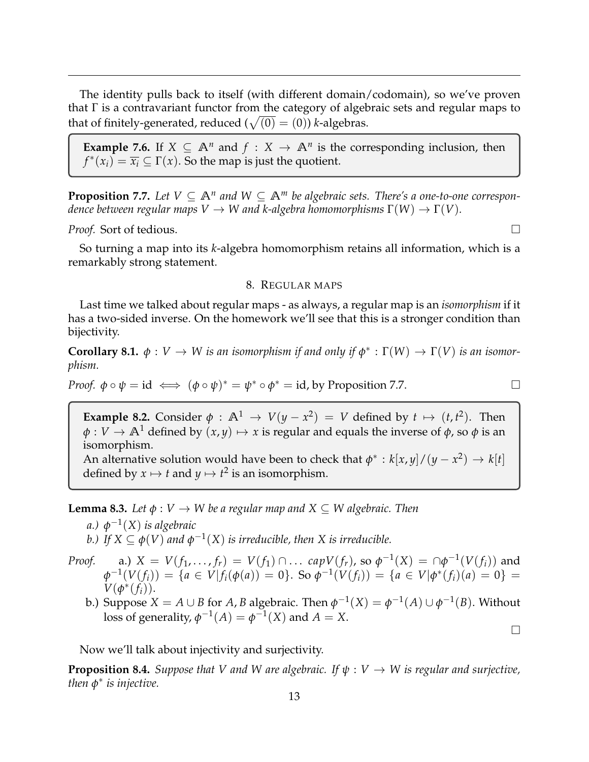The identity pulls back to itself (with different domain/codomain), so we've proven that $\Gamma$ is a contravariant functor from the category of algebraic sets and regular maps to that of finitely-generated, reduced ($\sqrt{(0)} = (0)$) $k$-algebras.

> **Example 7.6.** If $X \subseteq \mathbb{A}^n$ and $f : X \to \mathbb{A}^n$ is the corresponding inclusion, then $f^*(x_i) = \overline{x_i} \subseteq \Gamma(x)$. So the map is just the quotient.

**Proposition 7.7.** *Let $V \subseteq \mathbb{A}^n$ and $W \subseteq \mathbb{A}^m$ be algebraic sets. There's a one-to-one correspondence between regular maps $V \to W$ and $k$-algebra homomorphisms $\Gamma(W) \to \Gamma(V)$.*

*Proof.* Sort of tedious. □

So turning a map into its $k$-algebra homomorphism retains all information, which is a remarkably strong statement.

## 8. Regular maps

Last time we talked about regular maps - as always, a regular map is an *isomorphism* if it has a two-sided inverse. On the homework we'll see that this is a stronger condition than bijectivity.

**Corollary 8.1.** *$\phi : V \to W$ is an isomorphism if and only if $\phi^* : \Gamma(W) \to \Gamma(V)$ is an isomorphism.*

*Proof.* $\phi \circ \psi = \text{id} \iff (\phi \circ \psi)^* = \psi^* \circ \phi^* = \text{id}$, by Proposition 7.7. □

> **Example 8.2.** Consider $\phi : \mathbb{A}^1 \to V(y - x^2) = V$ defined by $t \mapsto (t, t^2)$. Then $\phi : V \to \mathbb{A}^1$ defined by $(x, y) \mapsto x$ is regular and equals the inverse of $\phi$, so $\phi$ is an isomorphism.
> An alternative solution would have been to check that $\phi^* : k[x, y]/(y - x^2) \to k[t]$ defined by $x \mapsto t$ and $y \mapsto t^2$ is an isomorphism.

**Lemma 8.3.** *Let $\phi : V \to W$ be a regular map and $X \subseteq W$ algebraic. Then*

*a.) $\phi^{-1}(X)$ is algebraic*

*b.) If $X \subseteq \phi(V)$ and $\phi^{-1}(X)$ is irreducible, then $X$ is irreducible.*

*Proof.* a.) $X = V(f_1, \ldots, f_r) = V(f_1) \cap \ldots\ capV(f_r)$, so $\phi^{-1}(X) = \cap \phi^{-1}(V(f_i))$ and $\phi^{-1}(V(f_i)) = \{a \in V | f_i(\phi(a)) = 0\}$. So $\phi^{-1}(V(f_i)) = \{a \in V | \phi^*(f_i)(a) = 0\} = V(\phi^*(f_i))$.

b.) Suppose $X = A \cup B$ for $A, B$ algebraic. Then $\phi^{-1}(X) = \phi^{-1}(A) \cup \phi^{-1}(B)$. Without loss of generality, $\phi^{-1}(A) = \phi^{-1}(X)$ and $A = X$.

□

Now we'll talk about injectivity and surjectivity.

**Proposition 8.4.** *Suppose that $V$ and $W$ are algebraic. If $\psi : V \to W$ is regular and surjective, then $\phi^*$ is injective.*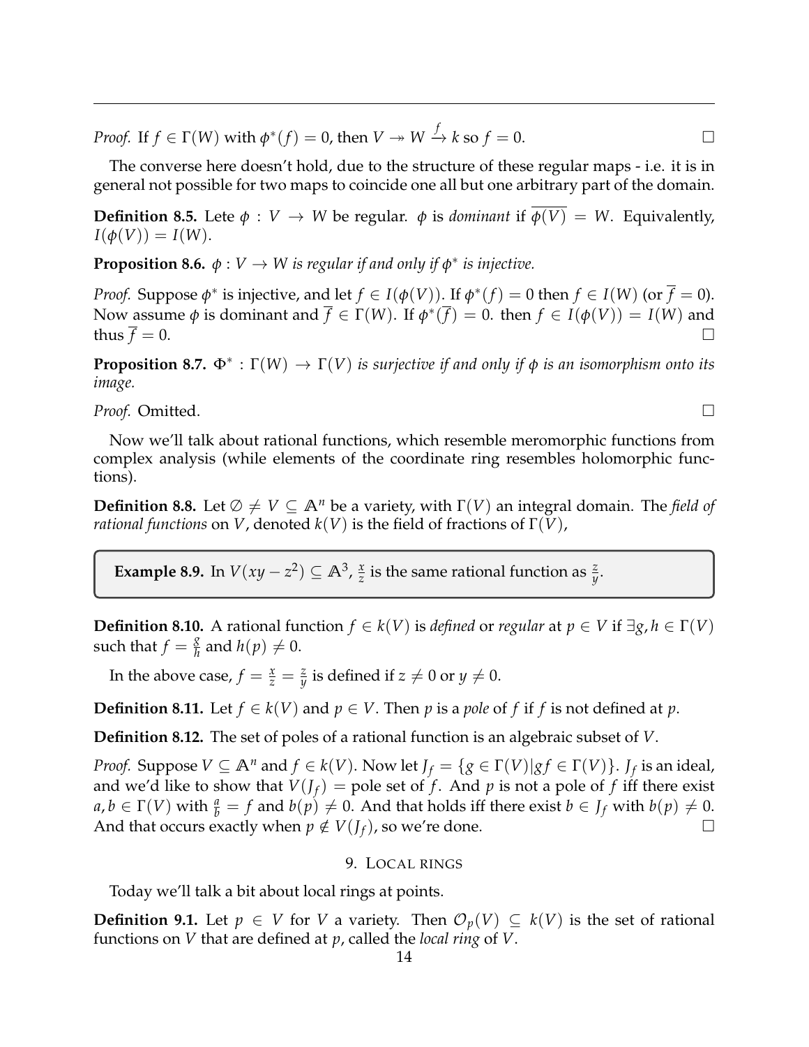*Proof.* If $f \in \Gamma(W)$ with $\phi^*(f) = 0$, then $V \twoheadrightarrow W \xrightarrow{f} k$ so $f = 0$. □

The converse here doesn't hold, due to the structure of these regular maps - i.e. it is in general not possible for two maps to coincide one all but one arbitrary part of the domain.

**Definition 8.5.** Lete $\phi : V \to W$ be regular. $\phi$ is *dominant* if $\overline{\phi(V)} = W$. Equivalently, $I(\phi(V)) = I(W)$.

**Proposition 8.6.** *$\phi : V \to W$ is regular if and only if $\phi^*$ is injective.*

*Proof.* Suppose $\phi^*$ is injective, and let $f \in I(\phi(V))$. If $\phi^*(f) = 0$ then $f \in I(W)$ (or $\overline{f} = 0$). Now assume $\phi$ is dominant and $\overline{f} \in \Gamma(W)$. If $\phi^*(\overline{f}) = 0$. then $f \in I(\phi(V)) = I(W)$ and thus $\overline{f} = 0$. □

**Proposition 8.7.** *$\Phi^* : \Gamma(W) \to \Gamma(V)$ is surjective if and only if $\phi$ is an isomorphism onto its image.*

*Proof.* Omitted. □

Now we'll talk about rational functions, which resemble meromorphic functions from complex analysis (while elements of the coordinate ring resembles holomorphic functions).

**Definition 8.8.** Let $\emptyset \neq V \subseteq \mathbb{A}^n$ be a variety, with $\Gamma(V)$ an integral domain. The *field of rational functions* on $V$, denoted $k(V)$ is the field of fractions of $\Gamma(V)$,

**Example 8.9.** In $V(xy - z^2) \subseteq \mathbb{A}^3$, $\frac{x}{z}$ is the same rational function as $\frac{z}{y}$.

**Definition 8.10.** A rational function $f \in k(V)$ is *defined* or *regular* at $p \in V$ if $\exists g, h \in \Gamma(V)$ such that $f = \frac{g}{h}$ and $h(p) \neq 0$.

In the above case, $f = \frac{x}{z} = \frac{z}{y}$ is defined if $z \neq 0$ or $y \neq 0$.

**Definition 8.11.** Let $f \in k(V)$ and $p \in V$. Then $p$ is a *pole* of $f$ if $f$ is not defined at $p$.

**Definition 8.12.** The set of poles of a rational function is an algebraic subset of $V$.

*Proof.* Suppose $V \subseteq \mathbb{A}^n$ and $f \in k(V)$. Now let $J_f = \{g \in \Gamma(V) | gf \in \Gamma(V)\}$. $J_f$ is an ideal, and we'd like to show that $V(J_f) =$ pole set of $f$. And $p$ is not a pole of $f$ iff there exist $a, b \in \Gamma(V)$ with $\frac{a}{b} = f$ and $b(p) \neq 0$. And that holds iff there exist $b \in J_f$ with $b(p) \neq 0$. And that occurs exactly when $p \notin V(J_f)$, so we're done. □

## 9. Local rings

Today we'll talk a bit about local rings at points.

**Definition 9.1.** Let $p \in V$ for $V$ a variety. Then $\mathcal{O}_p(V) \subseteq k(V)$ is the set of rational functions on $V$ that are defined at $p$, called the *local ring* of $V$.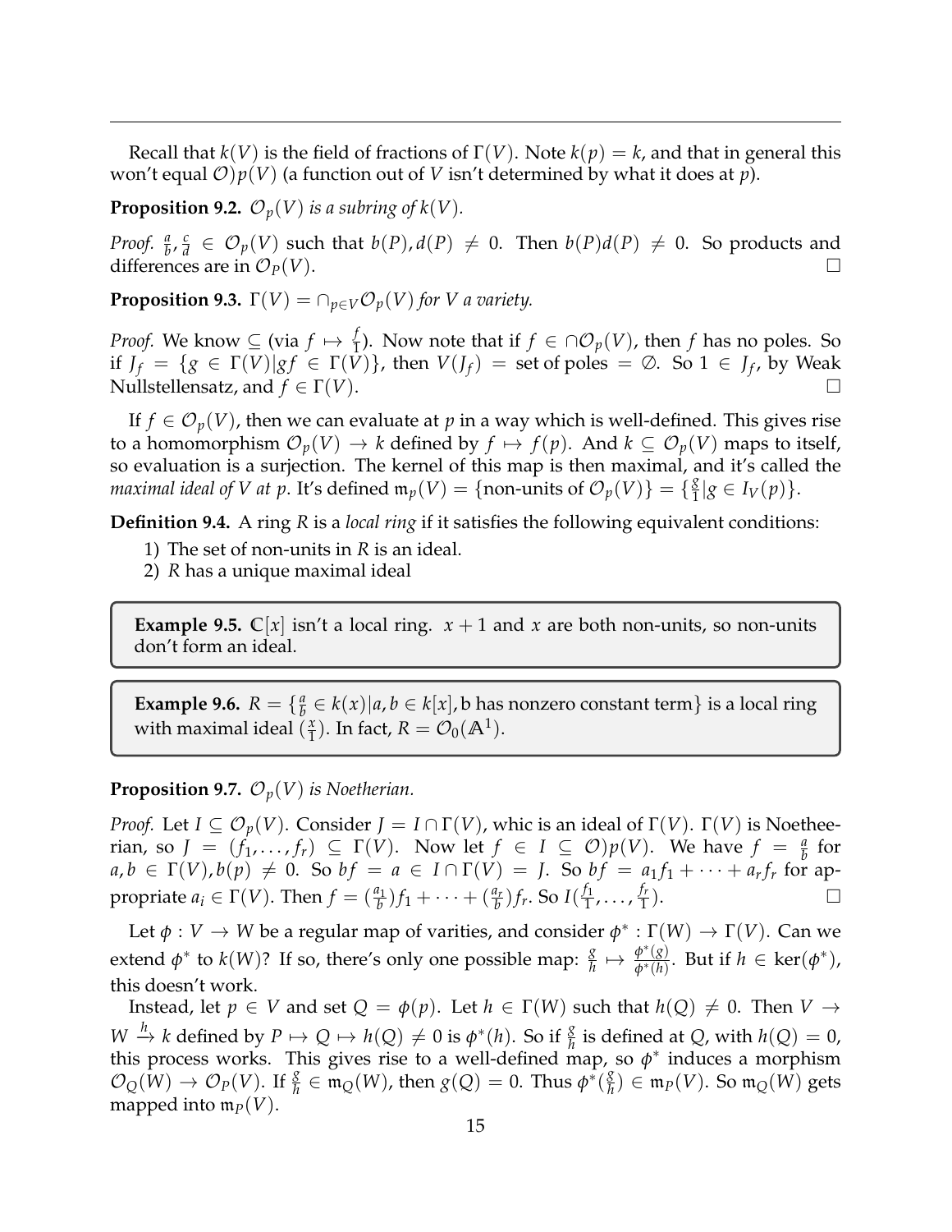Recall that $k(V)$ is the field of fractions of $\Gamma(V)$. Note $k(p) = k$, and that in general this won't equal $\mathcal{O})p(V)$ (a function out of $V$ isn't determined by what it does at $p$).

**Proposition 9.2.** *$\mathcal{O}_p(V)$ is a subring of $k(V)$.*

*Proof.* $\frac{a}{b}, \frac{c}{d} \in \mathcal{O}_p(V)$ such that $b(P), d(P) \neq 0$. Then $b(P)d(P) \neq 0$. So products and differences are in $\mathcal{O}_P(V)$. □

**Proposition 9.3.** *$\Gamma(V) = \cap_{p \in V} \mathcal{O}_p(V)$ for $V$ a variety.*

*Proof.* We know $\subseteq$ (via $f \mapsto \frac{f}{1}$). Now note that if $f \in \cap \mathcal{O}_p(V)$, then $f$ has no poles. So if $J_f = \{g \in \Gamma(V) | gf \in \Gamma(V)\}$, then $V(J_f) =$ set of poles $= \emptyset$. So $1 \in J_f$, by Weak Nullstellensatz, and $f \in \Gamma(V)$. □

If $f \in \mathcal{O}_p(V)$, then we can evaluate at $p$ in a way which is well-defined. This gives rise to a homomorphism $\mathcal{O}_p(V) \to k$ defined by $f \mapsto f(p)$. And $k \subseteq \mathcal{O}_p(V)$ maps to itself, so evaluation is a surjection. The kernel of this map is then maximal, and it's called the *maximal ideal of $V$ at $p$*. It's defined $\mathfrak{m}_p(V) = \{\text{non-units of } \mathcal{O}_p(V)\} = \{\frac{g}{1} | g \in I_V(p)\}$.

**Definition 9.4.** A ring $R$ is a *local ring* if it satisfies the following equivalent conditions:

1) The set of non-units in $R$ is an ideal.
2) $R$ has a unique maximal ideal

**Example 9.5.** $\mathbb{C}[x]$ isn't a local ring. $x + 1$ and $x$ are both non-units, so non-units don't form an ideal.

**Example 9.6.** $R = \{\frac{a}{b} \in k(x) | a, b \in k[x], \text{b has nonzero constant term}\}$ is a local ring with maximal ideal $(\frac{x}{1})$. In fact, $R = \mathcal{O}_0(\mathbb{A}^1)$.

**Proposition 9.7.** *$\mathcal{O}_p(V)$ is Noetherian.*

*Proof.* Let $I \subseteq \mathcal{O}_p(V)$. Consider $J = I \cap \Gamma(V)$, whic is an ideal of $\Gamma(V)$. $\Gamma(V)$ is Noetheerian, so $J = (f_1, \ldots, f_r) \subseteq \Gamma(V)$. Now let $f \in I \subseteq \mathcal{O})p(V)$. We have $f = \frac{a}{b}$ for $a, b \in \Gamma(V), b(p) \neq 0$. So $bf = a \in I \cap \Gamma(V) = J$. So $bf = a_1 f_1 + \cdots + a_r f_r$ for appropriate $a_i \in \Gamma(V)$. Then $f = (\frac{a_1}{b}) f_1 + \cdots + (\frac{a_r}{b}) f_r$. So $I(\frac{f_1}{1}, \ldots, \frac{f_r}{1})$. □

Let $\phi : V \to W$ be a regular map of varities, and consider $\phi^* : \Gamma(W) \to \Gamma(V)$. Can we extend $\phi^*$ to $k(W)$? If so, there's only one possible map: $\frac{g}{h} \mapsto \frac{\phi^*(g)}{\phi^*(h)}$. But if $h \in \ker(\phi^*)$, this doesn't work.

Instead, let $p \in V$ and set $Q = \phi(p)$. Let $h \in \Gamma(W)$ such that $h(Q) \neq 0$. Then $V \to W \xrightarrow{h} k$ defined by $P \mapsto Q \mapsto h(Q) \neq 0$ is $\phi^*(h)$. So if $\frac{g}{h}$ is defined at $Q$, with $h(Q) = 0$, this process works. This gives rise to a well-defined map, so $\phi^*$ induces a morphism $\mathcal{O}_Q(W) \to \mathcal{O}_P(V)$. If $\frac{g}{h} \in \mathfrak{m}_Q(W)$, then $g(Q) = 0$. Thus $\phi^*(\frac{g}{h}) \in \mathfrak{m}_P(V)$. So $\mathfrak{m}_Q(W)$ gets mapped into $\mathfrak{m}_P(V)$.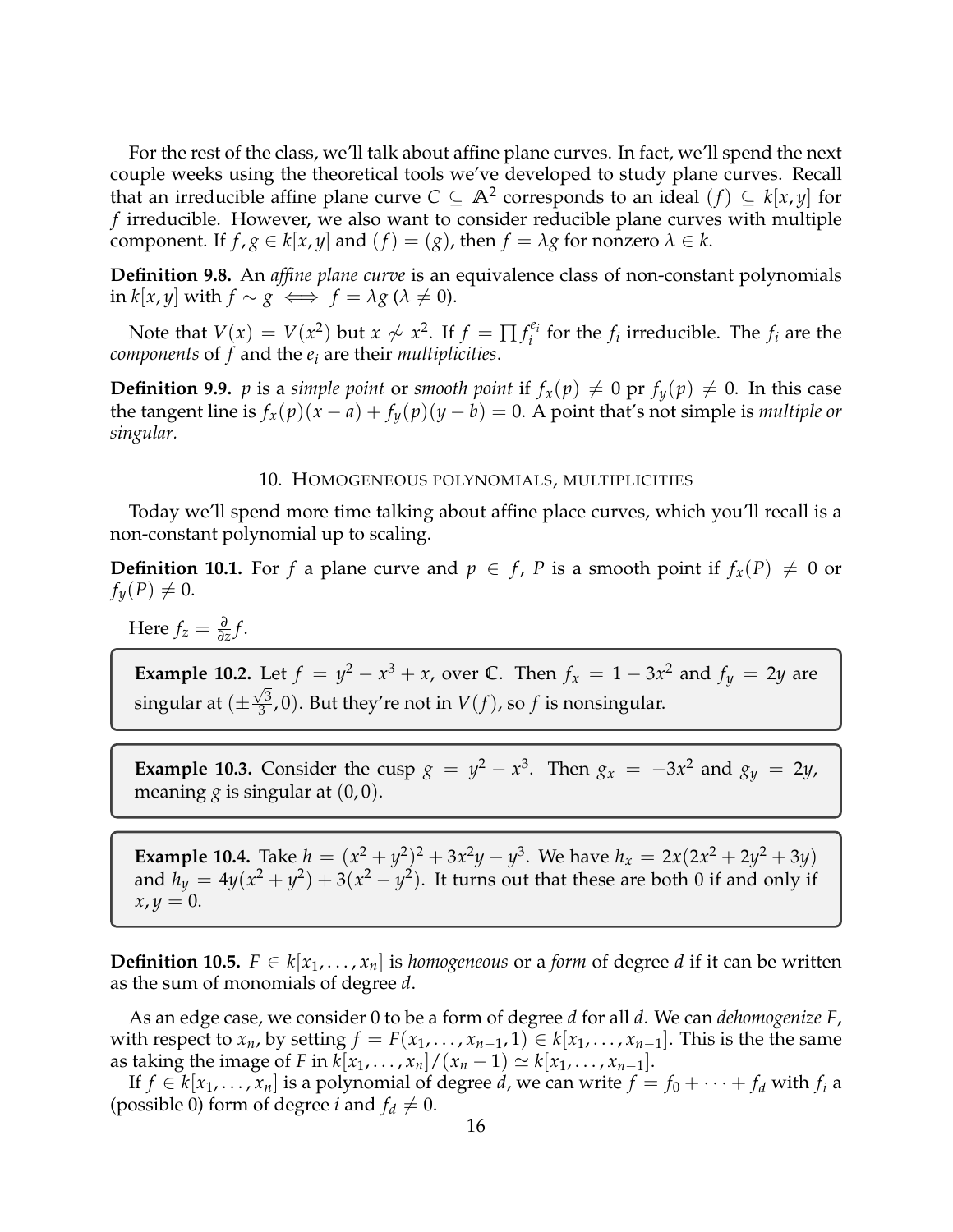For the rest of the class, we'll talk about affine plane curves. In fact, we'll spend the next couple weeks using the theoretical tools we've developed to study plane curves. Recall that an irreducible affine plane curve $C \subseteq \mathbb{A}^2$ corresponds to an ideal $(f) \subseteq k[x,y]$ for $f$ irreducible. However, we also want to consider reducible plane curves with multiple component. If $f, g \in k[x,y]$ and $(f) = (g)$, then $f = \lambda g$ for nonzero $\lambda \in k$.

**Definition 9.8.** An *affine plane curve* is an equivalence class of non-constant polynomials in $k[x,y]$ with $f \sim g \iff f = \lambda g$ ($\lambda \neq 0$).

Note that $V(x) = V(x^2)$ but $x \not\sim x^2$. If $f = \prod f_i^{e_i}$ for the $f_i$ irreducible. The $f_i$ are the *components* of $f$ and the $e_i$ are their *multiplicities*.

**Definition 9.9.** $p$ is a *simple point* or *smooth point* if $f_x(p) \neq 0$ pr $f_y(p) \neq 0$. In this case the tangent line is $f_x(p)(x-a) + f_y(p)(y-b) = 0$. A point that's not simple is *multiple or singular.*

## 10. Homogeneous polynomials, multiplicities

Today we'll spend more time talking about affine place curves, which you'll recall is a non-constant polynomial up to scaling.

**Definition 10.1.** For $f$ a plane curve and $p \in f$, $P$ is a smooth point if $f_x(P) \neq 0$ or $f_y(P) \neq 0$.

Here $f_z = \frac{\partial}{\partial z} f$.

**Example 10.2.** Let $f = y^2 - x^3 + x$, over $\mathbb{C}$. Then $f_x = 1 - 3x^2$ and $f_y = 2y$ are singular at $(\pm\frac{\sqrt{3}}{3}, 0)$. But they're not in $V(f)$, so $f$ is nonsingular.

**Example 10.3.** Consider the cusp $g = y^2 - x^3$. Then $g_x = -3x^2$ and $g_y = 2y$, meaning $g$ is singular at $(0,0)$.

**Example 10.4.** Take $h = (x^2+y^2)^2 + 3x^2y - y^3$. We have $h_x = 2x(2x^2+2y^2+3y)$ and $h_y = 4y(x^2+y^2) + 3(x^2-y^2)$. It turns out that these are both 0 if and only if $x, y = 0$.

**Definition 10.5.** $F \in k[x_1, \ldots, x_n]$ is *homogeneous* or a *form* of degree $d$ if it can be written as the sum of monomials of degree $d$.

As an edge case, we consider 0 to be a form of degree $d$ for all $d$. We can *dehomogenize* $F$, with respect to $x_n$, by setting $f = F(x_1, \ldots, x_{n-1}, 1) \in k[x_1, \ldots, x_{n-1}]$. This is the the same as taking the image of $F$ in $k[x_1, \ldots, x_n]/(x_n - 1) \simeq k[x_1, \ldots, x_{n-1}]$.

If $f \in k[x_1, \ldots, x_n]$ is a polynomial of degree $d$, we can write $f = f_0 + \cdots + f_d$ with $f_i$ a (possible 0) form of degree $i$ and $f_d \neq 0$.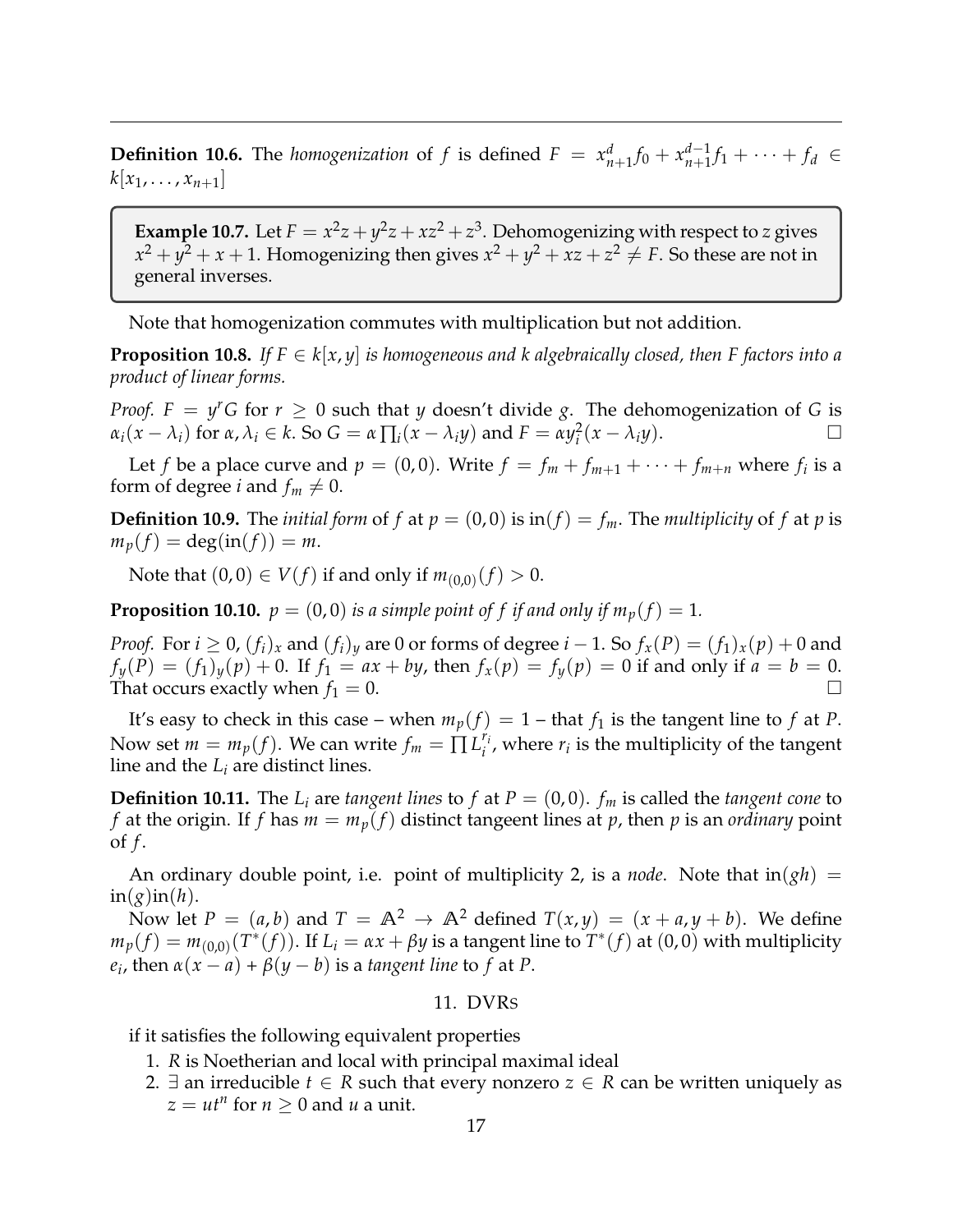**Definition 10.6.** The *homogenization* of $f$ is defined $F = x_{n+1}^d f_0 + x_{n+1}^{d-1} f_1 + \cdots + f_d \in k[x_1, \ldots, x_{n+1}]$

**Example 10.7.** Let $F = x^2z + y^2z + xz^2 + z^3$. Dehomogenizing with respect to $z$ gives $x^2 + y^2 + x + 1$. Homogenizing then gives $x^2 + y^2 + xz + z^2 \neq F$. So these are not in general inverses.

Note that homogenization commutes with multiplication but not addition.

**Proposition 10.8.** *If $F \in k[x, y]$ is homogeneous and $k$ algebraically closed, then $F$ factors into a product of linear forms.*

*Proof.* $F = y^r G$ for $r \geq 0$ such that $y$ doesn't divide $g$. The dehomogenization of $G$ is $\alpha_i(x - \lambda_i)$ for $\alpha, \lambda_i \in k$. So $G = \alpha \prod_i (x - \lambda_i y)$ and $F = \alpha y_i^2 (x - \lambda_i y)$. ∎

Let $f$ be a place curve and $p = (0, 0)$. Write $f = f_m + f_{m+1} + \cdots + f_{m+n}$ where $f_i$ is a form of degree $i$ and $f_m \neq 0$.

**Definition 10.9.** The *initial form* of $f$ at $p = (0, 0)$ is $\text{in}(f) = f_m$. The *multiplicity* of $f$ at $p$ is $m_p(f) = \deg(\text{in}(f)) = m$.

Note that $(0, 0) \in V(f)$ if and only if $m_{(0,0)}(f) > 0$.

**Proposition 10.10.** *$p = (0, 0)$ is a simple point of $f$ if and only if $m_p(f) = 1$.*

*Proof.* For $i \geq 0$, $(f_i)_x$ and $(f_i)_y$ are 0 or forms of degree $i - 1$. So $f_x(P) = (f_1)_x(p) + 0$ and $f_y(P) = (f_1)_y(p) + 0$. If $f_1 = ax + by$, then $f_x(p) = f_y(p) = 0$ if and only if $a = b = 0$. That occurs exactly when $f_1 = 0$. ∎

It's easy to check in this case – when $m_p(f) = 1$ – that $f_1$ is the tangent line to $f$ at $P$. Now set $m = m_p(f)$. We can write $f_m = \prod L_i^{r_i}$, where $r_i$ is the multiplicity of the tangent line and the $L_i$ are distinct lines.

**Definition 10.11.** The $L_i$ are *tangent lines* to $f$ at $P = (0, 0)$. $f_m$ is called the *tangent cone* to $f$ at the origin. If $f$ has $m = m_p(f)$ distinct tangeent lines at $p$, then $p$ is an *ordinary* point of $f$.

An ordinary double point, i.e. point of multiplicity 2, is a *node*. Note that $\text{in}(gh) = \text{in}(g)\text{in}(h)$.

Now let $P = (a, b)$ and $T = \mathbb{A}^2 \to \mathbb{A}^2$ defined $T(x, y) = (x + a, y + b)$. We define $m_p(f) = m_{(0,0)}(T^*(f))$. If $L_i = \alpha x + \beta y$ is a tangent line to $T^*(f)$ at $(0, 0)$ with multiplicity $e_i$, then $\alpha(x - a) + \beta(y - b)$ is a *tangent line* to $f$ at $P$.

## 11. DVRs

if it satisfies the following equivalent properties

1. $R$ is Noetherian and local with principal maximal ideal
2. $\exists$ an irreducible $t \in R$ such that every nonzero $z \in R$ can be written uniquely as $z = ut^n$ for $n \geq 0$ and $u$ a unit.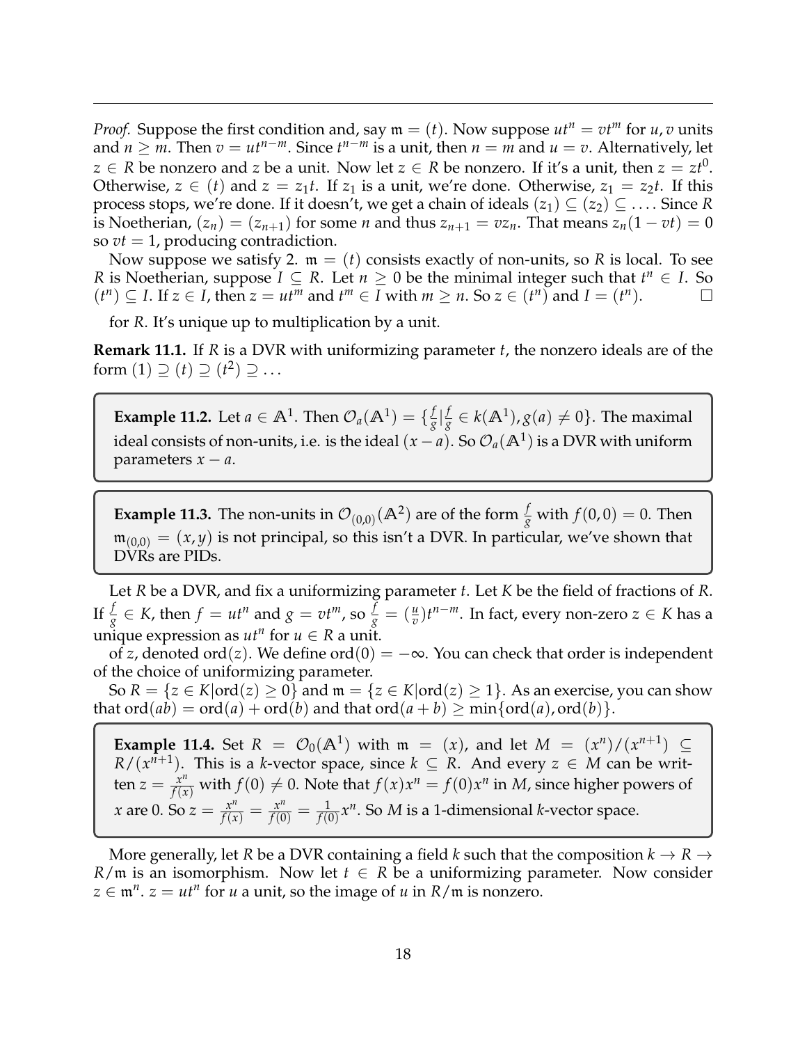*Proof.* Suppose the first condition and, say $\mathfrak{m} = (t)$. Now suppose $ut^n = vt^m$ for $u, v$ units and $n \geq m$. Then $v = ut^{n-m}$. Since $t^{n-m}$ is a unit, then $n = m$ and $u = v$. Alternatively, let $z \in R$ be nonzero and $z$ be a unit. Now let $z \in R$ be nonzero. If it's a unit, then $z = zt^0$. Otherwise, $z \in (t)$ and $z = z_1 t$. If $z_1$ is a unit, we're done. Otherwise, $z_1 = z_2 t$. If this process stops, we're done. If it doesn't, we get a chain of ideals $(z_1) \subseteq (z_2) \subseteq \ldots$. Since $R$ is Noetherian, $(z_n) = (z_{n+1})$ for some $n$ and thus $z_{n+1} = vz_n$. That means $z_n(1 - vt) = 0$ so $vt = 1$, producing contradiction.

Now suppose we satisfy 2. $\mathfrak{m} = (t)$ consists exactly of non-units, so $R$ is local. To see $R$ is Noetherian, suppose $I \subseteq R$. Let $n \geq 0$ be the minimal integer such that $t^n \in I$. So $(t^n) \subseteq I$. If $z \in I$, then $z = ut^m$ and $t^m \in I$ with $m \geq n$. So $z \in (t^n)$ and $I = (t^n)$. $\square$

for $R$. It's unique up to multiplication by a unit.

**Remark 11.1.** If $R$ is a DVR with uniformizing parameter $t$, the nonzero ideals are of the form $(1) \supseteq (t) \supseteq (t^2) \supseteq \ldots$

**Example 11.2.** Let $a \in \mathbb{A}^1$. Then $\mathcal{O}_a(\mathbb{A}^1) = \{\frac{f}{g} | \frac{f}{g} \in k(\mathbb{A}^1), g(a) \neq 0\}$. The maximal ideal consists of non-units, i.e. is the ideal $(x - a)$. So $\mathcal{O}_a(\mathbb{A}^1)$ is a DVR with uniform parameters $x - a$.

**Example 11.3.** The non-units in $\mathcal{O}_{(0,0)}(\mathbb{A}^2)$ are of the form $\frac{f}{g}$ with $f(0,0) = 0$. Then $\mathfrak{m}_{(0,0)} = (x, y)$ is not principal, so this isn't a DVR. In particular, we've shown that DVRs are PIDs.

Let $R$ be a DVR, and fix a uniformizing parameter $t$. Let $K$ be the field of fractions of $R$. If $\frac{f}{g} \in K$, then $f = ut^n$ and $g = vt^m$, so $\frac{f}{g} = (\frac{u}{v})t^{n-m}$. In fact, every non-zero $z \in K$ has a unique expression as $ut^n$ for $u \in R$ a unit.

of $z$, denoted $\text{ord}(z)$. We define $\text{ord}(0) = -\infty$. You can check that order is independent of the choice of uniformizing parameter.

So $R = \{z \in K | \text{ord}(z) \geq 0\}$ and $\mathfrak{m} = \{z \in K | \text{ord}(z) \geq 1\}$. As an exercise, you can show that $\text{ord}(ab) = \text{ord}(a) + \text{ord}(b)$ and that $\text{ord}(a + b) \geq \min\{\text{ord}(a), \text{ord}(b)\}$.

**Example 11.4.** Set $R = \mathcal{O}_0(\mathbb{A}^1)$ with $\mathfrak{m} = (x)$, and let $M = (x^n)/(x^{n+1}) \subseteq R/(x^{n+1})$. This is a $k$-vector space, since $k \subseteq R$. And every $z \in M$ can be written $z = \frac{x^n}{f(x)}$ with $f(0) \neq 0$. Note that $f(x)x^n = f(0)x^n$ in $M$, since higher powers of $x$ are 0. So $z = \frac{x^n}{f(x)} = \frac{x^n}{f(0)} = \frac{1}{f(0)}x^n$. So $M$ is a 1-dimensional $k$-vector space.

More generally, let $R$ be a DVR containing a field $k$ such that the composition $k \to R \to R/\mathfrak{m}$ is an isomorphism. Now let $t \in R$ be a uniformizing parameter. Now consider $z \in \mathfrak{m}^n$. $z = ut^n$ for $u$ a unit, so the image of $u$ in $R/\mathfrak{m}$ is nonzero.